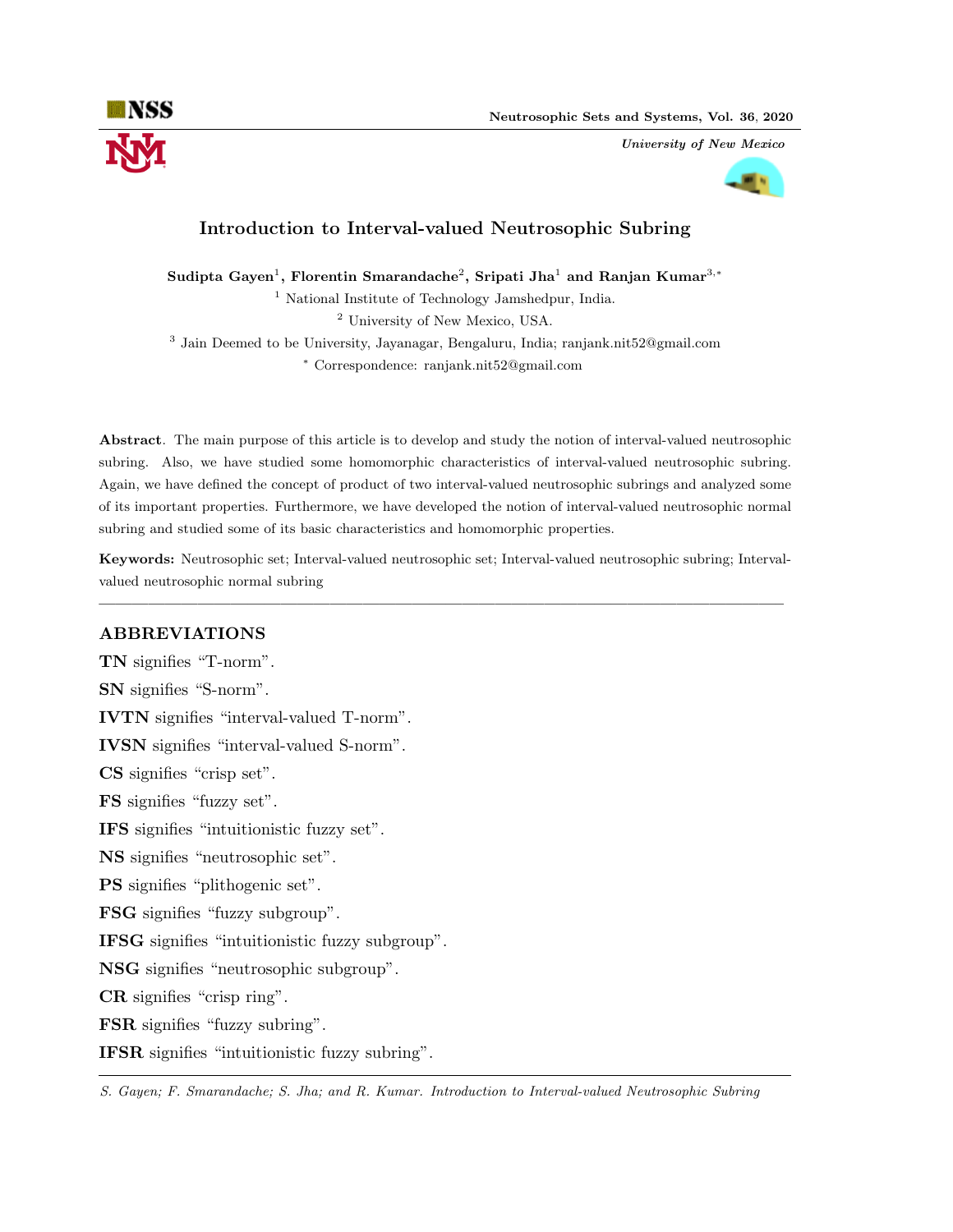# Introduction to Interval-valued Neutrosophic Subring

**Sudipta Gayen**[1], **Florentin Smarandache**[2], **Sripati Jha**[1] **and Ranjan Kumar**[3,*]

[1] National Institute of Technology Jamshedpur, India.

[2] University of New Mexico, USA.

[3] Jain Deemed to be University, Jayanagar, Bengaluru, India; ranjank.nit52@gmail.com

[*] Correspondence: ranjank.nit52@gmail.com

**Abstract**. The main purpose of this article is to develop and study the notion of interval-valued neutrosophic subring. Also, we have studied some homomorphic characteristics of interval-valued neutrosophic subring. Again, we have defined the concept of product of two interval-valued neutrosophic subrings and analyzed some of its important properties. Furthermore, we have developed the notion of interval-valued neutrosophic normal subring and studied some of its basic characteristics and homomorphic properties.

**Keywords:** Neutrosophic set; Interval-valued neutrosophic set; Interval-valued neutrosophic subring; Interval-valued neutrosophic normal subring

---

## ABBREVIATIONS

**TN** signifies "T-norm".

**SN** signifies "S-norm".

**IVTN** signifies "interval-valued T-norm".

**IVSN** signifies "interval-valued S-norm".

**CS** signifies "crisp set".

**FS** signifies "fuzzy set".

**IFS** signifies "intuitionistic fuzzy set".

**NS** signifies "neutrosophic set".

**PS** signifies "plithogenic set".

**FSG** signifies "fuzzy subgroup".

**IFSG** signifies "intuitionistic fuzzy subgroup".

**NSG** signifies "neutrosophic subgroup".

**CR** signifies "crisp ring".

**FSR** signifies "fuzzy subring".

**IFSR** signifies "intuitionistic fuzzy subring".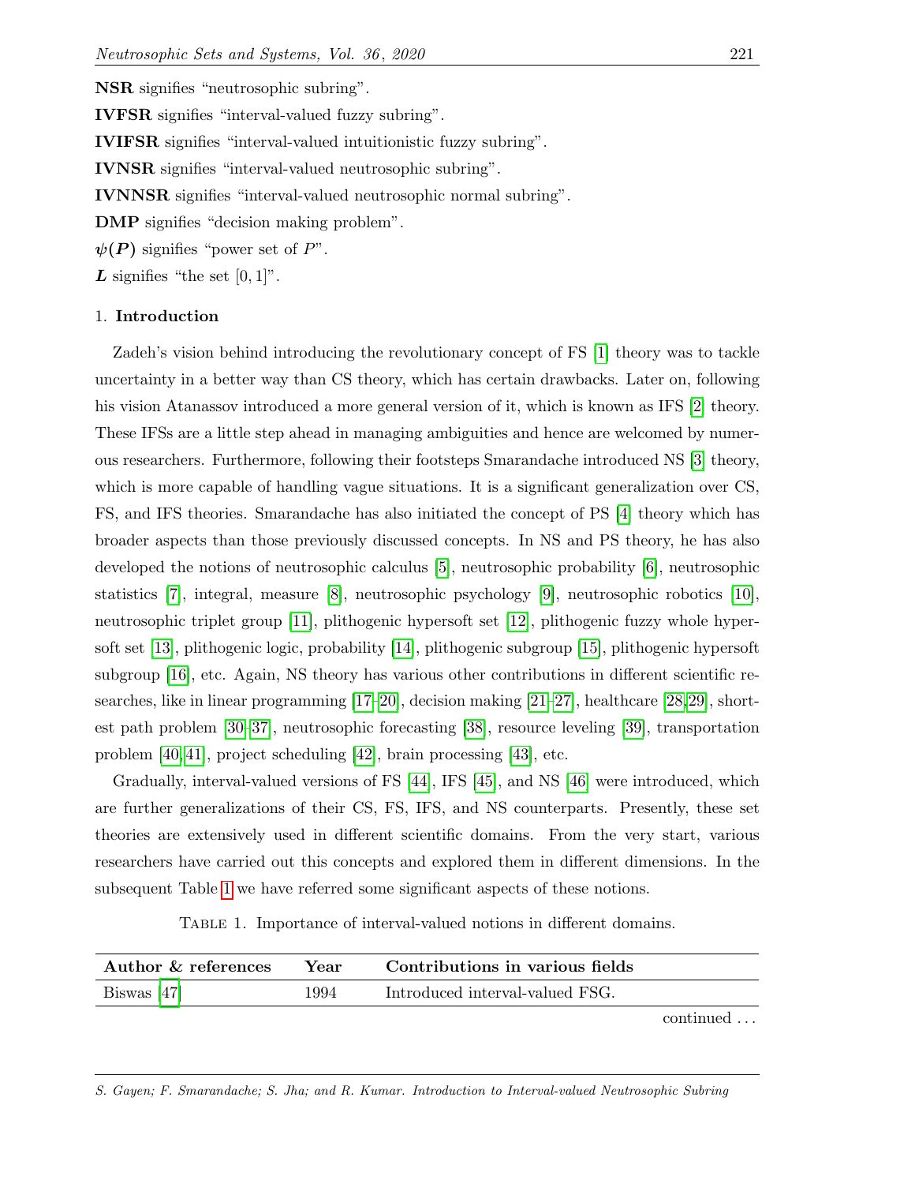**NSR** signifies "neutrosophic subring".

**IVFSR** signifies "interval-valued fuzzy subring".

**IVIFSR** signifies "interval-valued intuitionistic fuzzy subring".

**IVNSR** signifies "interval-valued neutrosophic subring".

**IVNNSR** signifies "interval-valued neutrosophic normal subring".

**DMP** signifies "decision making problem".

$\psi(P)$ signifies "power set of $P$".

$L$ signifies "the set $[0, 1]$".

## 1. Introduction

Zadeh's vision behind introducing the revolutionary concept of FS [1] theory was to tackle uncertainty in a better way than CS theory, which has certain drawbacks. Later on, following his vision Atanassov introduced a more general version of it, which is known as IFS [2] theory. These IFSs are a little step ahead in managing ambiguities and hence are welcomed by numerous researchers. Furthermore, following their footsteps Smarandache introduced NS [3] theory, which is more capable of handling vague situations. It is a significant generalization over CS, FS, and IFS theories. Smarandache has also initiated the concept of PS [4] theory which has broader aspects than those previously discussed concepts. In NS and PS theory, he has also developed the notions of neutrosophic calculus [5], neutrosophic probability [6], neutrosophic statistics [7], integral, measure [8], neutrosophic psychology [9], neutrosophic robotics [10], neutrosophic triplet group [11], plithogenic hypersoft set [12], plithogenic fuzzy whole hypersoft set [13], plithogenic logic, probability [14], plithogenic subgroup [15], plithogenic hypersoft subgroup [16], etc. Again, NS theory has various other contributions in different scientific researches, like in linear programming [17–20], decision making [21–27], healthcare [28, 29], shortest path problem [30–37], neutrosophic forecasting [38], resource leveling [39], transportation problem [40, 41], project scheduling [42], brain processing [43], etc.

Gradually, interval-valued versions of FS [44], IFS [45], and NS [46] were introduced, which are further generalizations of their CS, FS, IFS, and NS counterparts. Presently, these set theories are extensively used in different scientific domains. From the very start, various researchers have carried out this concepts and explored them in different dimensions. In the subsequent Table 1 we have referred some significant aspects of these notions.

Table 1. Importance of interval-valued notions in different domains.

| Author & references | Year | Contributions in various fields |
|---|---|---|
| Biswas [47] | 1994 | Introduced interval-valued FSG. |

continued ...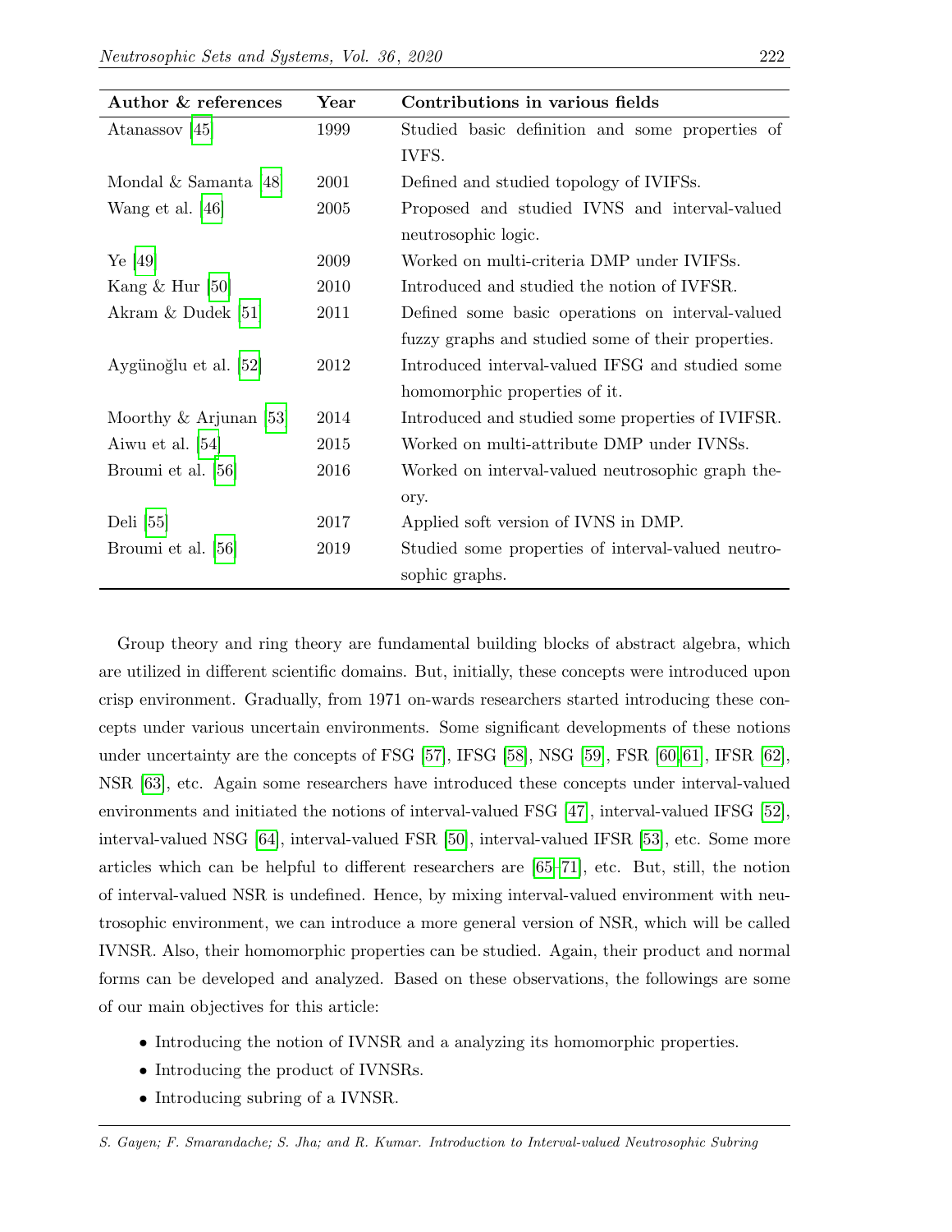| Author & references | Year | Contributions in various fields |
|---|---|---|
| Atanassov [45] | 1999 | Studied basic definition and some properties of IVFS. |
| Mondal & Samanta [48] | 2001 | Defined and studied topology of IVIFSs. |
| Wang et al. [46] | 2005 | Proposed and studied IVNS and interval-valued neutrosophic logic. |
| Ye [49] | 2009 | Worked on multi-criteria DMP under IVIFSs. |
| Kang & Hur [50] | 2010 | Introduced and studied the notion of IVFSR. |
| Akram & Dudek [51] | 2011 | Defined some basic operations on interval-valued fuzzy graphs and studied some of their properties. |
| Aygünoğlu et al. [52] | 2012 | Introduced interval-valued IFSG and studied some homomorphic properties of it. |
| Moorthy & Arjunan [53] | 2014 | Introduced and studied some properties of IVIFSR. |
| Aiwu et al. [54] | 2015 | Worked on multi-attribute DMP under IVNSs. |
| Broumi et al. [56] | 2016 | Worked on interval-valued neutrosophic graph theory. |
| Deli [55] | 2017 | Applied soft version of IVNS in DMP. |
| Broumi et al. [56] | 2019 | Studied some properties of interval-valued neutrosophic graphs. |

Group theory and ring theory are fundamental building blocks of abstract algebra, which are utilized in different scientific domains. But, initially, these concepts were introduced upon crisp environment. Gradually, from 1971 on-wards researchers started introducing these concepts under various uncertain environments. Some significant developments of these notions under uncertainty are the concepts of FSG [57], IFSG [58], NSG [59], FSR [60, 61], IFSR [62], NSR [63], etc. Again some researchers have introduced these concepts under interval-valued environments and initiated the notions of interval-valued FSG [47], interval-valued IFSG [52], interval-valued NSG [64], interval-valued FSR [50], interval-valued IFSR [53], etc. Some more articles which can be helpful to different researchers are [65–71], etc. But, still, the notion of interval-valued NSR is undefined. Hence, by mixing interval-valued environment with neutrosophic environment, we can introduce a more general version of NSR, which will be called IVNSR. Also, their homomorphic properties can be studied. Again, their product and normal forms can be developed and analyzed. Based on these observations, the followings are some of our main objectives for this article:

- Introducing the notion of IVNSR and a analyzing its homomorphic properties.
- Introducing the product of IVNSRs.
- Introducing subring of a IVNSR.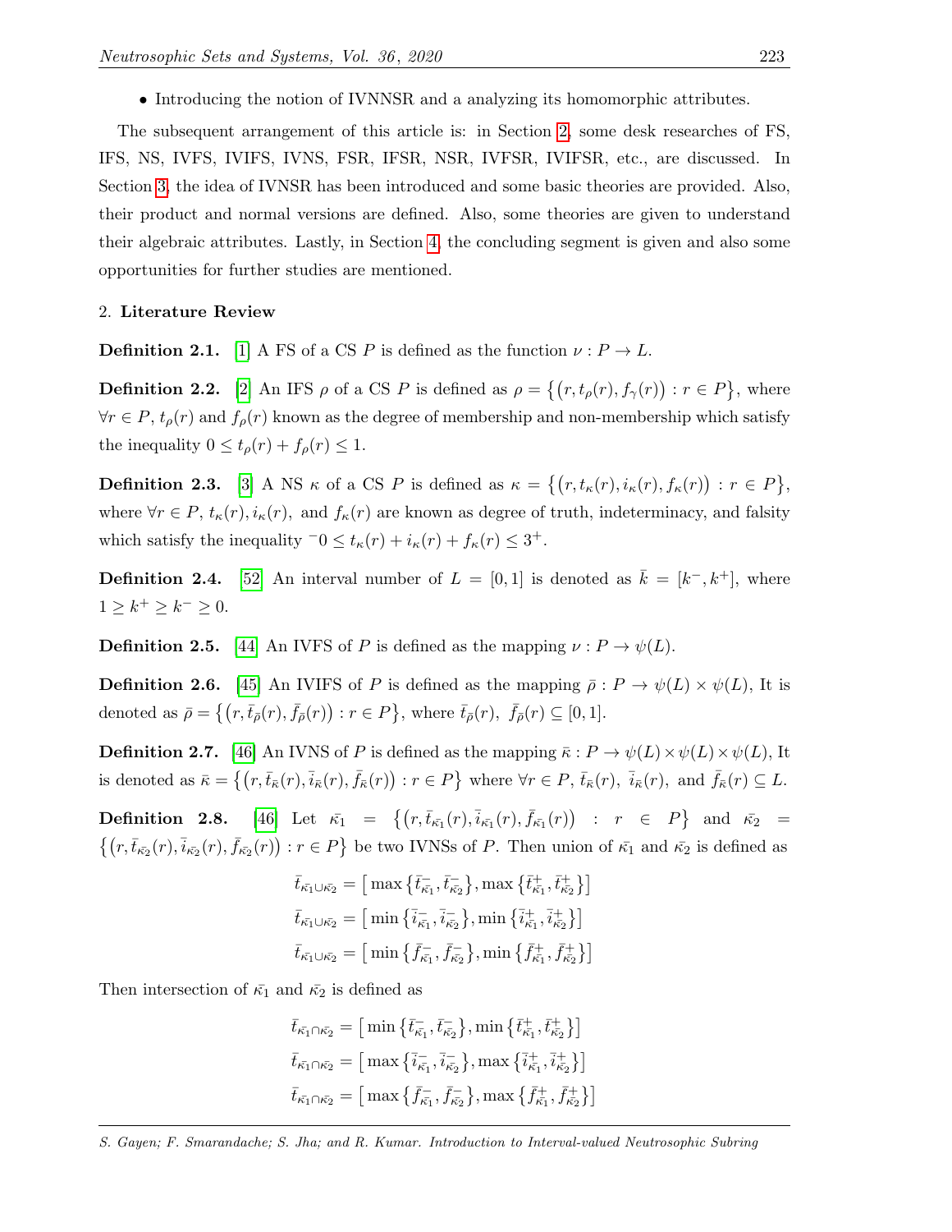- Introducing the notion of IVNNSR and a analyzing its homomorphic attributes.

The subsequent arrangement of this article is: in Section 2, some desk researches of FS, IFS, NS, IVFS, IVIFS, IVNS, FSR, IFSR, NSR, IVFSR, IVIFSR, etc., are discussed. In Section 3, the idea of IVNSR has been introduced and some basic theories are provided. Also, their product and normal versions are defined. Also, some theories are given to understand their algebraic attributes. Lastly, in Section 4, the concluding segment is given and also some opportunities for further studies are mentioned.

## 2. Literature Review

**Definition 2.1.** [1] A FS of a CS $P$ is defined as the function $\nu : P \rightarrow L$.

**Definition 2.2.** [2] An IFS $\rho$ of a CS $P$ is defined as $\rho = \{(r, t_\rho(r), f_\gamma(r)) : r \in P\}$, where $\forall r \in P$, $t_\rho(r)$ and $f_\rho(r)$ known as the degree of membership and non-membership which satisfy the inequality $0 \leq t_\rho(r) + f_\rho(r) \leq 1$.

**Definition 2.3.** [3] A NS $\kappa$ of a CS $P$ is defined as $\kappa = \{(r, t_\kappa(r), i_\kappa(r), f_\kappa(r)) : r \in P\}$, where $\forall r \in P$, $t_\kappa(r), i_\kappa(r),$ and $f_\kappa(r)$ are known as degree of truth, indeterminacy, and falsity which satisfy the inequality ${}^-0 \leq t_\kappa(r) + i_\kappa(r) + f_\kappa(r) \leq 3^+$.

**Definition 2.4.** [52] An interval number of $L = [0, 1]$ is denoted as $\bar{k} = [k^-, k^+]$, where $1 \geq k^+ \geq k^- \geq 0$.

**Definition 2.5.** [44] An IVFS of $P$ is defined as the mapping $\nu : P \rightarrow \psi(L)$.

**Definition 2.6.** [45] An IVIFS of $P$ is defined as the mapping $\bar{\rho} : P \rightarrow \psi(L) \times \psi(L)$, It is denoted as $\bar{\rho} = \{(r, \bar{t}_{\bar{\rho}}(r), \bar{f}_{\bar{\rho}}(r)) : r \in P\}$, where $\bar{t}_{\bar{\rho}}(r),\ \bar{f}_{\bar{\rho}}(r) \subseteq [0, 1]$.

**Definition 2.7.** [46] An IVNS of $P$ is defined as the mapping $\bar{\kappa} : P \rightarrow \psi(L) \times \psi(L) \times \psi(L)$, It is denoted as $\bar{\kappa} = \{(r, \bar{t}_{\bar{\kappa}}(r), \bar{i}_{\bar{\kappa}}(r), \bar{f}_{\bar{\kappa}}(r)) : r \in P\}$ where $\forall r \in P$, $\bar{t}_{\bar{\kappa}}(r),\ \bar{i}_{\bar{\kappa}}(r),$ and $\bar{f}_{\bar{\kappa}}(r) \subseteq L$.

**Definition 2.8.** [46] Let $\bar{\kappa_1} = \{(r, \bar{t}_{\bar{\kappa_1}}(r), \bar{i}_{\bar{\kappa_1}}(r), \bar{f}_{\bar{\kappa_1}}(r)) : r \in P\}$ and $\bar{\kappa_2} = \{(r, \bar{t}_{\bar{\kappa_2}}(r), \bar{i}_{\bar{\kappa_2}}(r), \bar{f}_{\bar{\kappa_2}}(r)) : r \in P\}$ be two IVNSs of $P$. Then union of $\bar{\kappa_1}$ and $\bar{\kappa_2}$ is defined as

$$\bar{t}_{\bar{\kappa_1} \cup \bar{\kappa_2}} = \left[\max\{\bar{t}^-_{\bar{\kappa_1}}, \bar{t}^-_{\bar{\kappa_2}}\}, \max\{\bar{t}^+_{\bar{\kappa_1}}, \bar{t}^+_{\bar{\kappa_2}}\}\right]$$
$$\bar{t}_{\bar{\kappa_1} \cup \bar{\kappa_2}} = \left[\min\{\bar{i}^-_{\bar{\kappa_1}}, \bar{i}^-_{\bar{\kappa_2}}\}, \min\{\bar{i}^+_{\bar{\kappa_1}}, \bar{i}^+_{\bar{\kappa_2}}\}\right]$$
$$\bar{t}_{\bar{\kappa_1} \cup \bar{\kappa_2}} = \left[\min\{\bar{f}^-_{\bar{\kappa_1}}, \bar{f}^-_{\bar{\kappa_2}}\}, \min\{\bar{f}^+_{\bar{\kappa_1}}, \bar{f}^+_{\bar{\kappa_2}}\}\right]$$

Then intersection of $\bar{\kappa_1}$ and $\bar{\kappa_2}$ is defined as

$$\bar{t}_{\bar{\kappa_1} \cap \bar{\kappa_2}} = \left[\min\{\bar{t}^-_{\bar{\kappa_1}}, \bar{t}^-_{\bar{\kappa_2}}\}, \min\{\bar{t}^+_{\bar{\kappa_1}}, \bar{t}^+_{\bar{\kappa_2}}\}\right]$$
$$\bar{t}_{\bar{\kappa_1} \cap \bar{\kappa_2}} = \left[\max\{\bar{i}^-_{\bar{\kappa_1}}, \bar{i}^-_{\bar{\kappa_2}}\}, \max\{\bar{i}^+_{\bar{\kappa_1}}, \bar{i}^+_{\bar{\kappa_2}}\}\right]$$
$$\bar{t}_{\bar{\kappa_1} \cap \bar{\kappa_2}} = \left[\max\{\bar{f}^-_{\bar{\kappa_1}}, \bar{f}^-_{\bar{\kappa_2}}\}, \max\{\bar{f}^+_{\bar{\kappa_1}}, \bar{f}^+_{\bar{\kappa_2}}\}\right]$$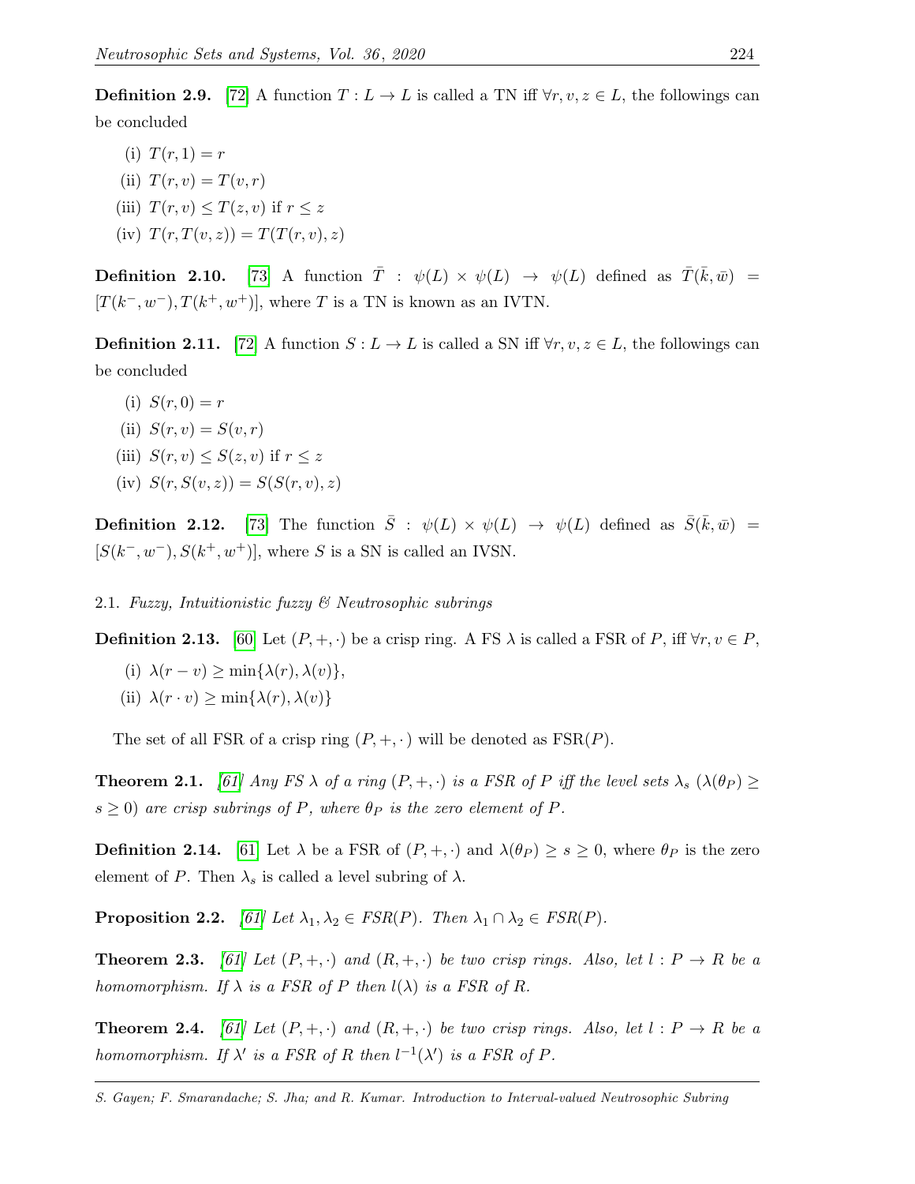**Definition 2.9.** [72] A function $T : L \to L$ is called a TN iff $\forall r, v, z \in L$, the followings can be concluded

(i) $T(r, 1) = r$

(ii) $T(r, v) = T(v, r)$

(iii) $T(r, v) \leq T(z, v)$ if $r \leq z$

(iv) $T(r, T(v, z)) = T(T(r, v), z)$

**Definition 2.10.** [73] A function $\bar{T} : \psi(L) \times \psi(L) \to \psi(L)$ defined as $\bar{T}(\bar{k}, \bar{w}) = [T(k^-, w^-), T(k^+, w^+)]$, where $T$ is a TN is known as an IVTN.

**Definition 2.11.** [72] A function $S : L \to L$ is called a SN iff $\forall r, v, z \in L$, the followings can be concluded

(i) $S(r, 0) = r$

(ii) $S(r, v) = S(v, r)$

(iii) $S(r, v) \leq S(z, v)$ if $r \leq z$

(iv) $S(r, S(v, z)) = S(S(r, v), z)$

**Definition 2.12.** [73] The function $\bar{S} : \psi(L) \times \psi(L) \to \psi(L)$ defined as $\bar{S}(\bar{k}, \bar{w}) = [S(k^-, w^-), S(k^+, w^+)]$, where $S$ is a SN is called an IVSN.

## 2.1. *Fuzzy, Intuitionistic fuzzy & Neutrosophic subrings*

**Definition 2.13.** [60] Let $(P, +, \cdot)$ be a crisp ring. A FS $\lambda$ is called a FSR of $P$, iff $\forall r, v \in P$,

(i) $\lambda(r - v) \geq \min\{\lambda(r), \lambda(v)\}$,

(ii) $\lambda(r \cdot v) \geq \min\{\lambda(r), \lambda(v)\}$

The set of all FSR of a crisp ring $(P, +, \cdot)$ will be denoted as FSR$(P)$.

**Theorem 2.1.** *[61] Any FS $\lambda$ of a ring $(P, +, \cdot)$ is a FSR of $P$ iff the level sets $\lambda_s$ ($\lambda(\theta_P) \geq s \geq 0$) are crisp subrings of $P$, where $\theta_P$ is the zero element of $P$.*

**Definition 2.14.** [61] Let $\lambda$ be a FSR of $(P, +, \cdot)$ and $\lambda(\theta_P) \geq s \geq 0$, where $\theta_P$ is the zero element of $P$. Then $\lambda_s$ is called a level subring of $\lambda$.

**Proposition 2.2.** *[61] Let $\lambda_1, \lambda_2 \in FSR(P)$. Then $\lambda_1 \cap \lambda_2 \in FSR(P)$.*

**Theorem 2.3.** *[61] Let $(P, +, \cdot)$ and $(R, +, \cdot)$ be two crisp rings. Also, let $l : P \to R$ be a homomorphism. If $\lambda$ is a FSR of $P$ then $l(\lambda)$ is a FSR of $R$.*

**Theorem 2.4.** *[61] Let $(P, +, \cdot)$ and $(R, +, \cdot)$ be two crisp rings. Also, let $l : P \to R$ be a homomorphism. If $\lambda'$ is a FSR of $R$ then $l^{-1}(\lambda')$ is a FSR of $P$.*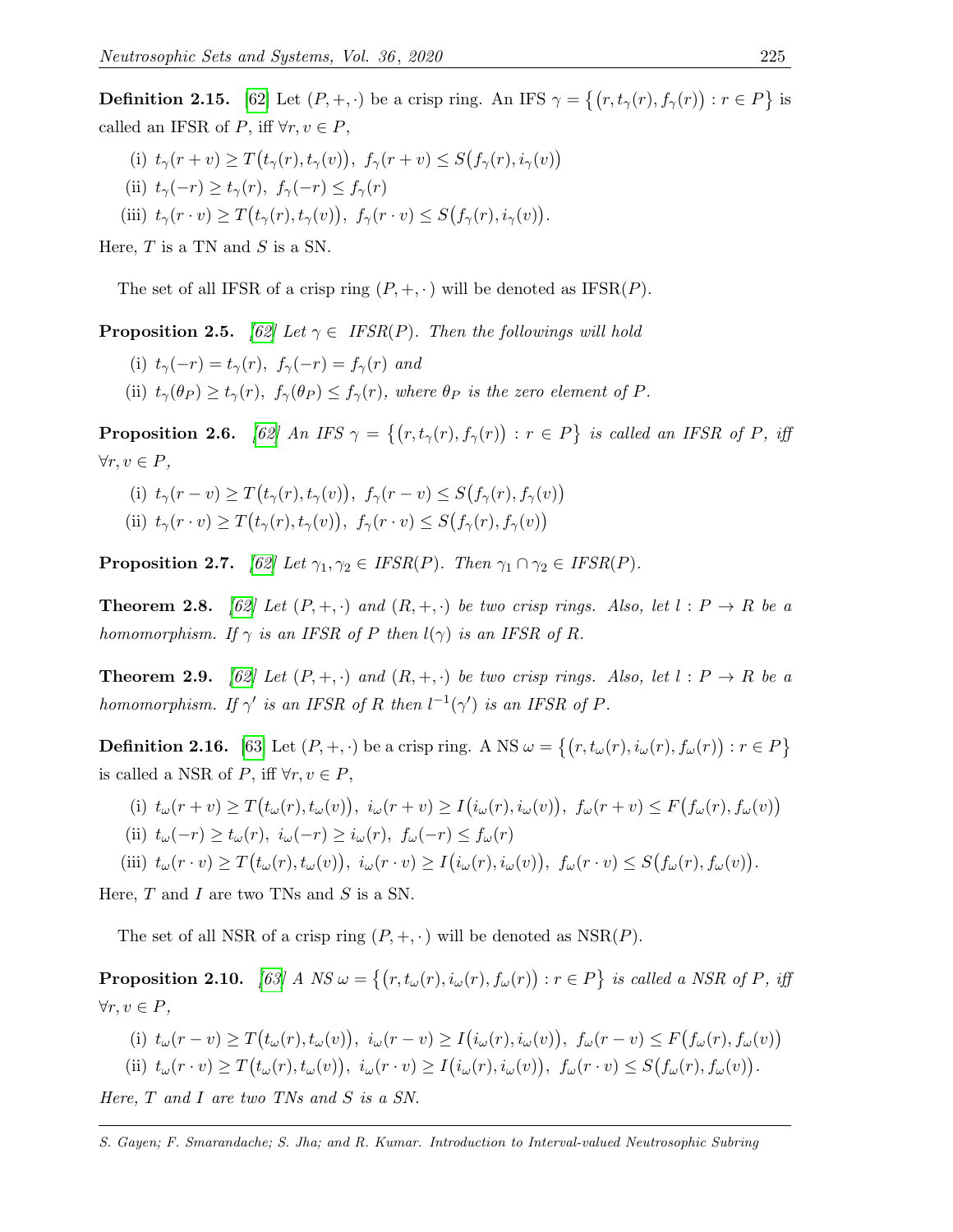**Definition 2.15.** [62] Let $(P, +, \cdot)$ be a crisp ring. An IFS $\gamma = \{(r, t_\gamma(r), f_\gamma(r)) : r \in P\}$ is called an IFSR of $P$, iff $\forall r, v \in P$,

(i) $t_\gamma(r+v) \geq T(t_\gamma(r), t_\gamma(v)),\ f_\gamma(r+v) \leq S(f_\gamma(r), i_\gamma(v))$

(ii) $t_\gamma(-r) \geq t_\gamma(r),\ f_\gamma(-r) \leq f_\gamma(r)$

(iii) $t_\gamma(r \cdot v) \geq T(t_\gamma(r), t_\gamma(v)),\ f_\gamma(r \cdot v) \leq S(f_\gamma(r), i_\gamma(v))$.

Here, $T$ is a TN and $S$ is a SN.

The set of all IFSR of a crisp ring $(P, +, \cdot)$ will be denoted as IFSR$(P)$.

**Proposition 2.5.** *[62] Let $\gamma \in$ IFSR$(P)$. Then the followings will hold*

(i) $t_\gamma(-r) = t_\gamma(r),\ f_\gamma(-r) = f_\gamma(r)$ *and*

(ii) $t_\gamma(\theta_P) \geq t_\gamma(r),\ f_\gamma(\theta_P) \leq f_\gamma(r)$, *where $\theta_P$ is the zero element of $P$.*

**Proposition 2.6.** *[62] An IFS $\gamma = \{(r, t_\gamma(r), f_\gamma(r)) : r \in P\}$ is called an IFSR of $P$, iff $\forall r, v \in P$,*

(i) $t_\gamma(r-v) \geq T(t_\gamma(r), t_\gamma(v)),\ f_\gamma(r-v) \leq S(f_\gamma(r), f_\gamma(v))$

(ii) $t_\gamma(r \cdot v) \geq T(t_\gamma(r), t_\gamma(v)),\ f_\gamma(r \cdot v) \leq S(f_\gamma(r), f_\gamma(v))$

**Proposition 2.7.** *[62] Let $\gamma_1, \gamma_2 \in$ IFSR$(P)$. Then $\gamma_1 \cap \gamma_2 \in$ IFSR$(P)$.*

**Theorem 2.8.** *[62] Let $(P, +, \cdot)$ and $(R, +, \cdot)$ be two crisp rings. Also, let $l : P \to R$ be a homomorphism. If $\gamma$ is an IFSR of $P$ then $l(\gamma)$ is an IFSR of $R$.*

**Theorem 2.9.** *[62] Let $(P, +, \cdot)$ and $(R, +, \cdot)$ be two crisp rings. Also, let $l : P \to R$ be a homomorphism. If $\gamma'$ is an IFSR of $R$ then $l^{-1}(\gamma')$ is an IFSR of $P$.*

**Definition 2.16.** [63] Let $(P, +, \cdot)$ be a crisp ring. A NS $\omega = \{(r, t_\omega(r), i_\omega(r), f_\omega(r)) : r \in P\}$ is called a NSR of $P$, iff $\forall r, v \in P$,

(i) $t_\omega(r+v) \geq T(t_\omega(r), t_\omega(v)),\ i_\omega(r+v) \geq I(i_\omega(r), i_\omega(v)),\ f_\omega(r+v) \leq F(f_\omega(r), f_\omega(v))$

(ii) $t_\omega(-r) \geq t_\omega(r),\ i_\omega(-r) \geq i_\omega(r),\ f_\omega(-r) \leq f_\omega(r)$

(iii) $t_\omega(r \cdot v) \geq T(t_\omega(r), t_\omega(v)),\ i_\omega(r \cdot v) \geq I(i_\omega(r), i_\omega(v)),\ f_\omega(r \cdot v) \leq S(f_\omega(r), f_\omega(v))$.

Here, $T$ and $I$ are two TNs and $S$ is a SN.

The set of all NSR of a crisp ring $(P, +, \cdot)$ will be denoted as NSR$(P)$.

**Proposition 2.10.** *[63] A NS $\omega = \{(r, t_\omega(r), i_\omega(r), f_\omega(r)) : r \in P\}$ is called a NSR of $P$, iff $\forall r, v \in P$,*

(i) $t_\omega(r-v) \geq T(t_\omega(r), t_\omega(v)),\ i_\omega(r-v) \geq I(i_\omega(r), i_\omega(v)),\ f_\omega(r-v) \leq F(f_\omega(r), f_\omega(v))$

(ii) $t_\omega(r \cdot v) \geq T(t_\omega(r), t_\omega(v)),\ i_\omega(r \cdot v) \geq I(i_\omega(r), i_\omega(v)),\ f_\omega(r \cdot v) \leq S(f_\omega(r), f_\omega(v))$.

*Here, $T$ and $I$ are two TNs and $S$ is a SN.*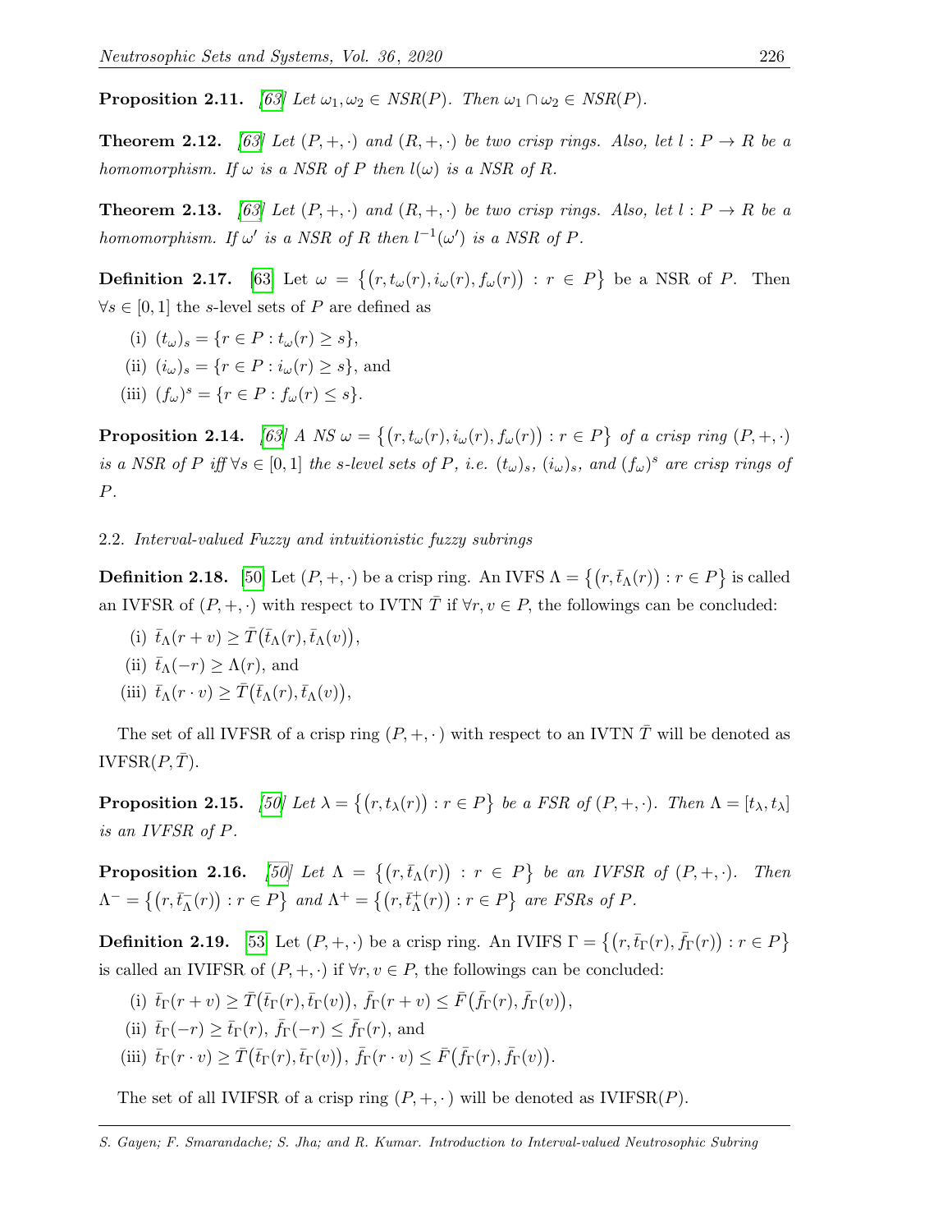**Proposition 2.11.** *[63] Let $\omega_1, \omega_2 \in NSR(P)$. Then $\omega_1 \cap \omega_2 \in NSR(P)$.*

**Theorem 2.12.** *[63] Let $(P, +, \cdot)$ and $(R, +, \cdot)$ be two crisp rings. Also, let $l : P \to R$ be a homomorphism. If $\omega$ is a NSR of $P$ then $l(\omega)$ is a NSR of $R$.*

**Theorem 2.13.** *[63] Let $(P, +, \cdot)$ and $(R, +, \cdot)$ be two crisp rings. Also, let $l : P \to R$ be a homomorphism. If $\omega'$ is a NSR of $R$ then $l^{-1}(\omega')$ is a NSR of $P$.*

**Definition 2.17.** [63] Let $\omega = \{(r, t_\omega(r), i_\omega(r), f_\omega(r)) : r \in P\}$ be a NSR of $P$. Then $\forall s \in [0, 1]$ the $s$-level sets of $P$ are defined as

(i) $(t_\omega)_s = \{r \in P : t_\omega(r) \geq s\}$,

(ii) $(i_\omega)_s = \{r \in P : i_\omega(r) \geq s\}$, and

(iii) $(f_\omega)^s = \{r \in P : f_\omega(r) \leq s\}$.

**Proposition 2.14.** *[63] A NS $\omega = \{(r, t_\omega(r), i_\omega(r), f_\omega(r)) : r \in P\}$ of a crisp ring $(P, +, \cdot)$ is a NSR of $P$ iff $\forall s \in [0, 1]$ the $s$-level sets of $P$, i.e. $(t_\omega)_s$, $(i_\omega)_s$, and $(f_\omega)^s$ are crisp rings of $P$.*

### 2.2. *Interval-valued Fuzzy and intuitionistic fuzzy subrings*

**Definition 2.18.** [50] Let $(P, +, \cdot)$ be a crisp ring. An IVFS $\Lambda = \{(r, \bar{t}_\Lambda(r)) : r \in P\}$ is called an IVFSR of $(P, +, \cdot)$ with respect to IVTN $\bar{T}$ if $\forall r, v \in P$, the followings can be concluded:

(i) $\bar{t}_\Lambda(r + v) \geq \bar{T}(\bar{t}_\Lambda(r), \bar{t}_\Lambda(v))$,

(ii) $\bar{t}_\Lambda(-r) \geq \Lambda(r)$, and

(iii) $\bar{t}_\Lambda(r \cdot v) \geq \bar{T}(\bar{t}_\Lambda(r), \bar{t}_\Lambda(v))$,

The set of all IVFSR of a crisp ring $(P, +, \cdot)$ with respect to an IVTN $\bar{T}$ will be denoted as IVFSR$(P, \bar{T})$.

**Proposition 2.15.** *[50] Let $\lambda = \{(r, t_\lambda(r)) : r \in P\}$ be a FSR of $(P, +, \cdot)$. Then $\Lambda = [t_\lambda, t_\lambda]$ is an IVFSR of $P$.*

**Proposition 2.16.** *[50] Let $\Lambda = \{(r, \bar{t}_\Lambda(r)) : r \in P\}$ be an IVFSR of $(P, +, \cdot)$. Then $\Lambda^- = \{(r, \bar{t}_\Lambda^-(r)) : r \in P\}$ and $\Lambda^+ = \{(r, \bar{t}_\Lambda^+(r)) : r \in P\}$ are FSRs of $P$.*

**Definition 2.19.** [53] Let $(P, +, \cdot)$ be a crisp ring. An IVIFS $\Gamma = \{(r, \bar{t}_\Gamma(r), \bar{f}_\Gamma(r)) : r \in P\}$ is called an IVIFSR of $(P, +, \cdot)$ if $\forall r, v \in P$, the followings can be concluded:

(i) $\bar{t}_\Gamma(r + v) \geq \bar{T}(\bar{t}_\Gamma(r), \bar{t}_\Gamma(v))$, $\bar{f}_\Gamma(r + v) \leq \bar{F}(\bar{f}_\Gamma(r), \bar{f}_\Gamma(v))$,

(ii) $\bar{t}_\Gamma(-r) \geq \bar{t}_\Gamma(r)$, $\bar{f}_\Gamma(-r) \leq \bar{f}_\Gamma(r)$, and

(iii) $\bar{t}_\Gamma(r \cdot v) \geq \bar{T}(\bar{t}_\Gamma(r), \bar{t}_\Gamma(v))$, $\bar{f}_\Gamma(r \cdot v) \leq \bar{F}(\bar{f}_\Gamma(r), \bar{f}_\Gamma(v))$.

The set of all IVIFSR of a crisp ring $(P, +, \cdot)$ will be denoted as IVIFSR$(P)$.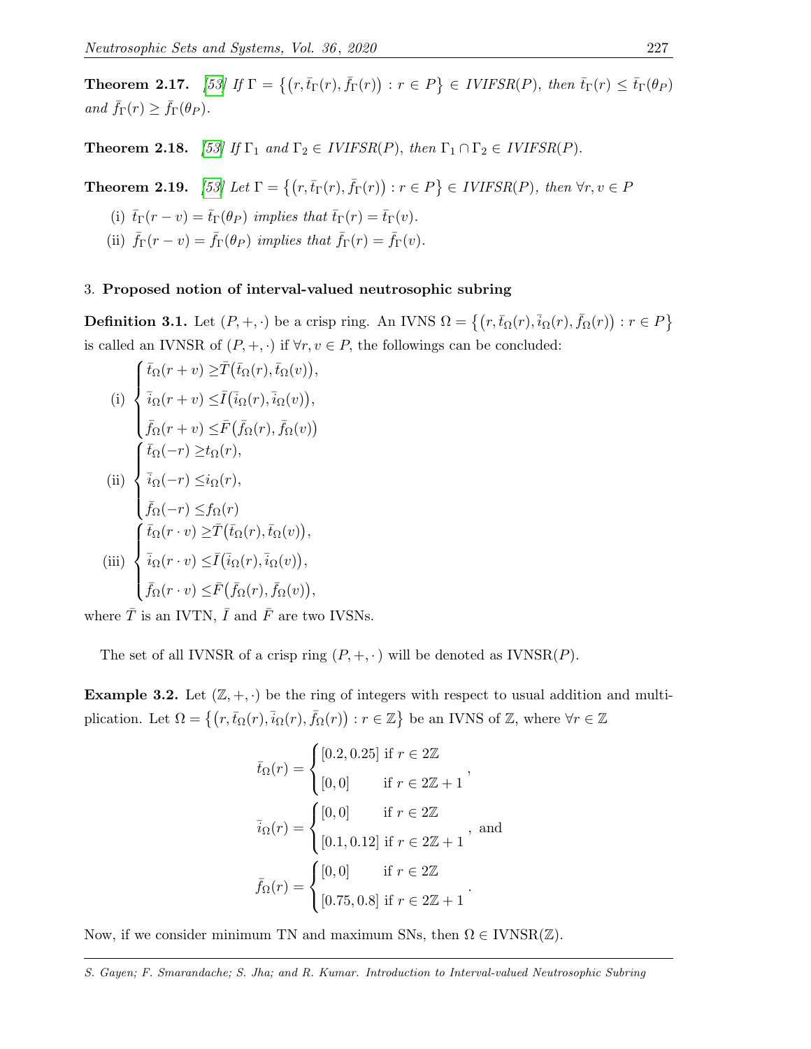**Theorem 2.17.** [53] *If* $\Gamma = \{(r, \bar{t}_\Gamma(r), \bar{f}_\Gamma(r)) : r \in P\} \in IVIFSR(P)$*, then* $\bar{t}_\Gamma(r) \leq \bar{t}_\Gamma(\theta_P)$ *and* $\bar{f}_\Gamma(r) \geq \bar{f}_\Gamma(\theta_P)$*.*

**Theorem 2.18.** [53] *If* $\Gamma_1$ *and* $\Gamma_2 \in IVIFSR(P)$*, then* $\Gamma_1 \cap \Gamma_2 \in IVIFSR(P)$*.*

**Theorem 2.19.** [53] *Let* $\Gamma = \{(r, \bar{t}_\Gamma(r), \bar{f}_\Gamma(r)) : r \in P\} \in IVIFSR(P)$*, then* $\forall r, v \in P$

(i) $\bar{t}_\Gamma(r - v) = \bar{t}_\Gamma(\theta_P)$ *implies that* $\bar{t}_\Gamma(r) = \bar{t}_\Gamma(v)$*.*

(ii) $\bar{f}_\Gamma(r - v) = \bar{f}_\Gamma(\theta_P)$ *implies that* $\bar{f}_\Gamma(r) = \bar{f}_\Gamma(v)$*.*

## 3. Proposed notion of interval-valued neutrosophic subring

**Definition 3.1.** Let $(P, +, \cdot)$ be a crisp ring. An IVNS $\Omega = \{(r, \bar{t}_\Omega(r), \bar{i}_\Omega(r), \bar{f}_\Omega(r)) : r \in P\}$ is called an IVNSR of $(P, +, \cdot)$ if $\forall r, v \in P$, the followings can be concluded:

$$\text{(i)} \begin{cases} \bar{t}_\Omega(r + v) \geq \bar{T}\big(\bar{t}_\Omega(r), \bar{t}_\Omega(v)\big), \\ \bar{i}_\Omega(r + v) \leq \bar{I}\big(\bar{i}_\Omega(r), \bar{i}_\Omega(v)\big), \\ \bar{f}_\Omega(r + v) \leq \bar{F}\big(\bar{f}_\Omega(r), \bar{f}_\Omega(v)\big) \end{cases}$$

$$\text{(ii)} \begin{cases} \bar{t}_\Omega(-r) \geq t_\Omega(r), \\ \bar{i}_\Omega(-r) \leq i_\Omega(r), \\ \bar{f}_\Omega(-r) \leq f_\Omega(r) \end{cases}$$

$$\text{(iii)} \begin{cases} \bar{t}_\Omega(r \cdot v) \geq \bar{T}\big(\bar{t}_\Omega(r), \bar{t}_\Omega(v)\big), \\ \bar{i}_\Omega(r \cdot v) \leq \bar{I}\big(\bar{i}_\Omega(r), \bar{i}_\Omega(v)\big), \\ \bar{f}_\Omega(r \cdot v) \leq \bar{F}\big(\bar{f}_\Omega(r), \bar{f}_\Omega(v)\big), \end{cases}$$

where $\bar{T}$ is an IVTN, $\bar{I}$ and $\bar{F}$ are two IVSNs.

The set of all IVNSR of a crisp ring $(P, +, \cdot)$ will be denoted as IVNSR$(P)$.

**Example 3.2.** Let $(\mathbb{Z}, +, \cdot)$ be the ring of integers with respect to usual addition and multiplication. Let $\Omega = \{(r, \bar{t}_\Omega(r), \bar{i}_\Omega(r), \bar{f}_\Omega(r)) : r \in \mathbb{Z}\}$ be an IVNS of $\mathbb{Z}$, where $\forall r \in \mathbb{Z}$

$$\bar{t}_\Omega(r) = \begin{cases} [0.2, 0.25] & \text{if } r \in 2\mathbb{Z} \\ [0, 0] & \text{if } r \in 2\mathbb{Z} + 1 \end{cases},$$

$$\bar{i}_\Omega(r) = \begin{cases} [0, 0] & \text{if } r \in 2\mathbb{Z} \\ [0.1, 0.12] & \text{if } r \in 2\mathbb{Z} + 1 \end{cases}, \text{ and}$$

$$\bar{f}_\Omega(r) = \begin{cases} [0, 0] & \text{if } r \in 2\mathbb{Z} \\ [0.75, 0.8] & \text{if } r \in 2\mathbb{Z} + 1 \end{cases}.$$

Now, if we consider minimum TN and maximum SNs, then $\Omega \in$ IVNSR$(\mathbb{Z})$.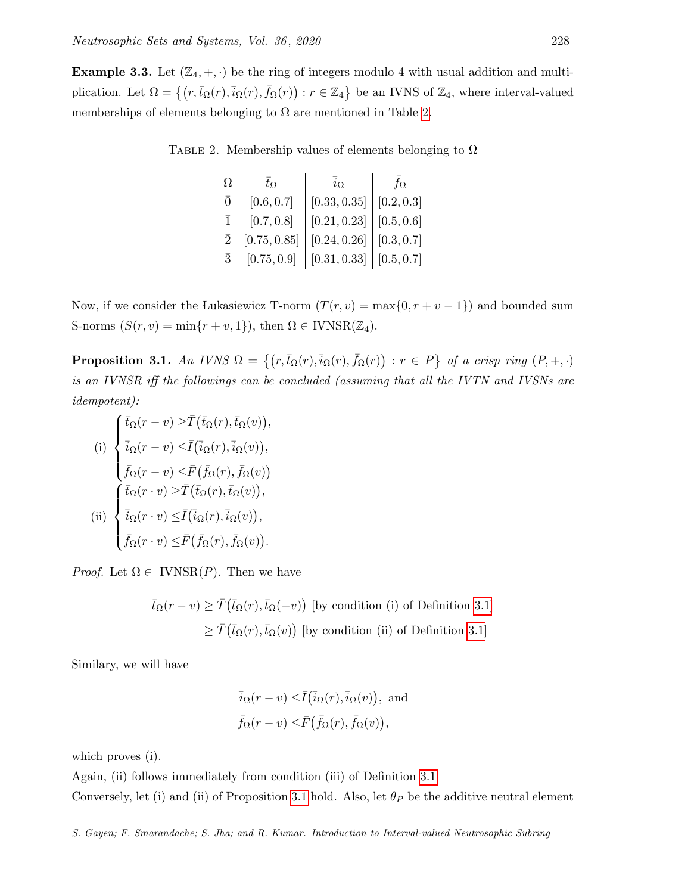**Example 3.3.** Let $(\mathbb{Z}_4, +, \cdot)$ be the ring of integers modulo 4 with usual addition and multiplication. Let $\Omega = \{(r, \bar{t}_\Omega(r), \bar{i}_\Omega(r), \bar{f}_\Omega(r)) : r \in \mathbb{Z}_4\}$ be an IVNS of $\mathbb{Z}_4$, where interval-valued memberships of elements belonging to $\Omega$ are mentioned in Table 2.

TABLE 2. Membership values of elements belonging to $\Omega$

| $\Omega$ | $\bar{t}_\Omega$ | $\bar{i}_\Omega$ | $\bar{f}_\Omega$ |
|---|---|---|---|
| $\bar{0}$ | $[0.6, 0.7]$ | $[0.33, 0.35]$ | $[0.2, 0.3]$ |
| $\bar{1}$ | $[0.7, 0.8]$ | $[0.21, 0.23]$ | $[0.5, 0.6]$ |
| $\bar{2}$ | $[0.75, 0.85]$ | $[0.24, 0.26]$ | $[0.3, 0.7]$ |
| $\bar{3}$ | $[0.75, 0.9]$ | $[0.31, 0.33]$ | $[0.5, 0.7]$ |

Now, if we consider the Łukasiewicz T-norm ($T(r, v) = \max\{0, r + v - 1\}$) and bounded sum S-norms ($S(r, v) = \min\{r + v, 1\}$), then $\Omega \in \text{IVNSR}(\mathbb{Z}_4)$.

**Proposition 3.1.** *An IVNS $\Omega = \{(r, \bar{t}_\Omega(r), \bar{i}_\Omega(r), \bar{f}_\Omega(r)) : r \in P\}$ of a crisp ring $(P, +, \cdot)$ is an IVNSR iff the followings can be concluded (assuming that all the IVTN and IVSNs are idempotent):*

$$\text{(i)} \begin{cases} \bar{t}_\Omega(r - v) \geq \bar{T}\big(\bar{t}_\Omega(r), \bar{t}_\Omega(v)\big), \\ \bar{i}_\Omega(r - v) \leq \bar{I}\big(\bar{i}_\Omega(r), \bar{i}_\Omega(v)\big), \\ \bar{f}_\Omega(r - v) \leq \bar{F}\big(\bar{f}_\Omega(r), \bar{f}_\Omega(v)\big) \end{cases}$$

$$\text{(ii)} \begin{cases} \bar{t}_\Omega(r \cdot v) \geq \bar{T}\big(\bar{t}_\Omega(r), \bar{t}_\Omega(v)\big), \\ \bar{i}_\Omega(r \cdot v) \leq \bar{I}\big(\bar{i}_\Omega(r), \bar{i}_\Omega(v)\big), \\ \bar{f}_\Omega(r \cdot v) \leq \bar{F}\big(\bar{f}_\Omega(r), \bar{f}_\Omega(v)\big). \end{cases}$$

*Proof.* Let $\Omega \in$ IVNSR$(P)$. Then we have

$$\begin{aligned} \bar{t}_\Omega(r - v) &\geq \bar{T}\big(\bar{t}_\Omega(r), \bar{t}_\Omega(-v)\big) \text{ [by condition (i) of Definition 3.1]} \\ &\geq \bar{T}\big(\bar{t}_\Omega(r), \bar{t}_\Omega(v)\big) \text{ [by condition (ii) of Definition 3.1]} \end{aligned}$$

Similary, we will have

$$\begin{aligned} \bar{i}_\Omega(r - v) &\leq \bar{I}\big(\bar{i}_\Omega(r), \bar{i}_\Omega(v)\big), \text{ and} \\ \bar{f}_\Omega(r - v) &\leq \bar{F}\big(\bar{f}_\Omega(r), \bar{f}_\Omega(v)\big), \end{aligned}$$

which proves (i).

Again, (ii) follows immediately from condition (iii) of Definition 3.1.

Conversely, let (i) and (ii) of Proposition 3.1 hold. Also, let $\theta_P$ be the additive neutral element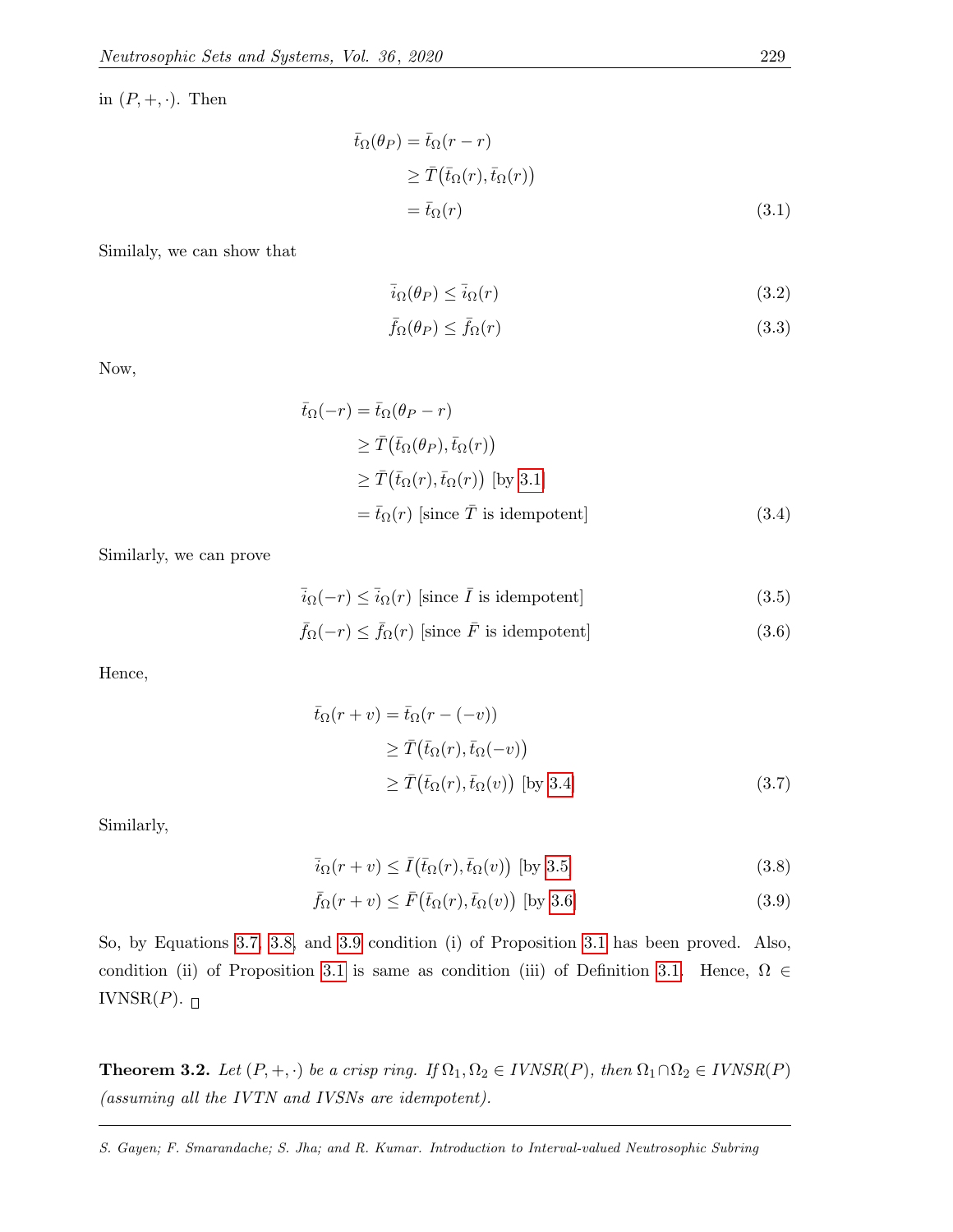in $(P, +, \cdot)$. Then

$$\begin{aligned}\bar{t}_\Omega(\theta_P) &= \bar{t}_\Omega(r - r) \\ &\geq \bar{T}\big(\bar{t}_\Omega(r), \bar{t}_\Omega(r)\big) \\ &= \bar{t}_\Omega(r) \end{aligned} \tag{3.1}$$

Similaly, we can show that

$$\bar{i}_\Omega(\theta_P) \leq \bar{i}_\Omega(r) \tag{3.2}$$

$$\bar{f}_\Omega(\theta_P) \leq \bar{f}_\Omega(r) \tag{3.3}$$

Now,

$$\begin{aligned}\bar{t}_\Omega(-r) &= \bar{t}_\Omega(\theta_P - r) \\ &\geq \bar{T}\big(\bar{t}_\Omega(\theta_P), \bar{t}_\Omega(r)\big) \\ &\geq \bar{T}\big(\bar{t}_\Omega(r), \bar{t}_\Omega(r)\big) \text{ [by 3.1]} \\ &= \bar{t}_\Omega(r) \text{ [since } \bar{T} \text{ is idempotent]} \end{aligned} \tag{3.4}$$

Similarly, we can prove

$$\bar{i}_\Omega(-r) \leq \bar{i}_\Omega(r) \text{ [since } \bar{I} \text{ is idempotent]} \tag{3.5}$$

$$\bar{f}_\Omega(-r) \leq \bar{f}_\Omega(r) \text{ [since } \bar{F} \text{ is idempotent]} \tag{3.6}$$

Hence,

$$\begin{aligned}\bar{t}_\Omega(r + v) &= \bar{t}_\Omega(r - (-v)) \\ &\geq \bar{T}\big(\bar{t}_\Omega(r), \bar{t}_\Omega(-v)\big) \\ &\geq \bar{T}\big(\bar{t}_\Omega(r), \bar{t}_\Omega(v)\big) \text{ [by 3.4]} \end{aligned} \tag{3.7}$$

Similarly,

$$\bar{i}_\Omega(r + v) \leq \bar{I}\big(\bar{t}_\Omega(r), \bar{t}_\Omega(v)\big) \text{ [by 3.5]} \tag{3.8}$$

$$\bar{f}_\Omega(r + v) \leq \bar{F}\big(\bar{t}_\Omega(r), \bar{t}_\Omega(v)\big) \text{ [by 3.6]} \tag{3.9}$$

So, by Equations 3.7, 3.8, and 3.9 condition (i) of Proposition 3.1 has been proved. Also, condition (ii) of Proposition 3.1 is same as condition (iii) of Definition 3.1. Hence, $\Omega \in$ IVNSR$(P)$. □

**Theorem 3.2.** *Let $(P, +, \cdot)$ be a crisp ring. If $\Omega_1, \Omega_2 \in$ IVNSR$(P)$, then $\Omega_1 \cap \Omega_2 \in$ IVNSR$(P)$ (assuming all the IVTN and IVSNs are idempotent).*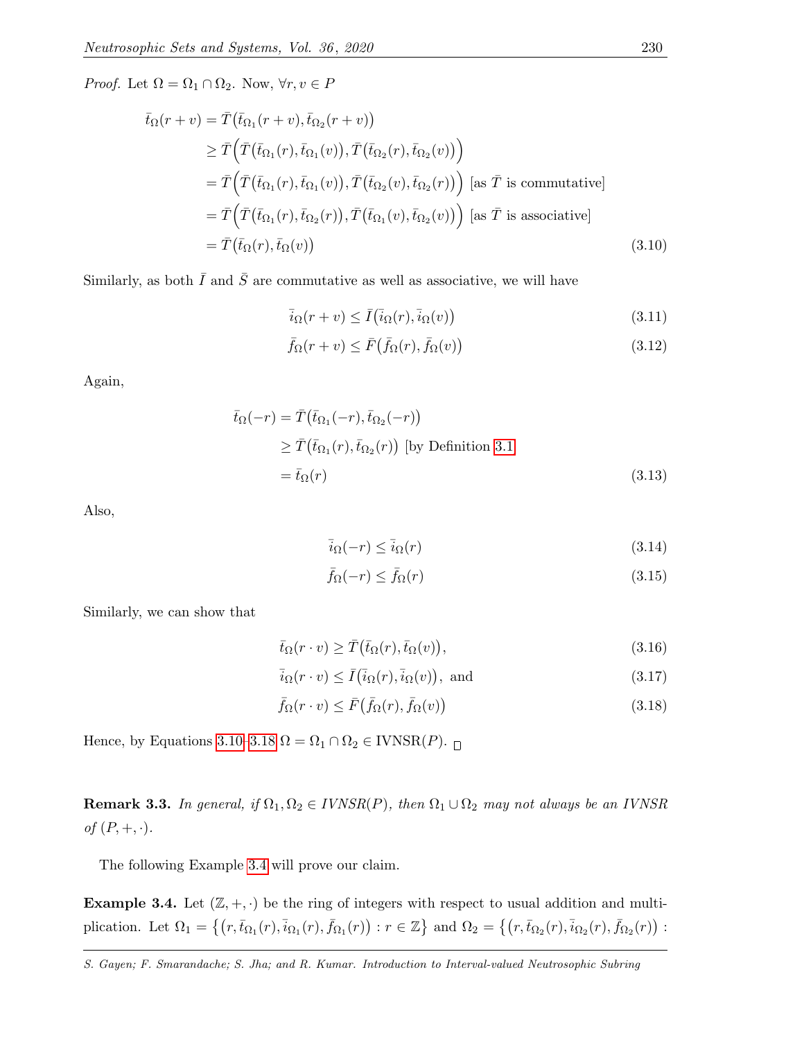*Proof.* Let $\Omega = \Omega_1 \cap \Omega_2$. Now, $\forall r, v \in P$

$$
\begin{aligned}
\bar{t}_\Omega(r+v) &= \bar{T}\big(\bar{t}_{\Omega_1}(r+v), \bar{t}_{\Omega_2}(r+v)\big) \\
&\geq \bar{T}\Big(\bar{T}\big(\bar{t}_{\Omega_1}(r), \bar{t}_{\Omega_1}(v)\big), \bar{T}\big(\bar{t}_{\Omega_2}(r), \bar{t}_{\Omega_2}(v)\big)\Big) \\
&= \bar{T}\Big(\bar{T}\big(\bar{t}_{\Omega_1}(r), \bar{t}_{\Omega_1}(v)\big), \bar{T}\big(\bar{t}_{\Omega_2}(v), \bar{t}_{\Omega_2}(r)\big)\Big) \text{ [as } \bar{T} \text{ is commutative]} \\
&= \bar{T}\Big(\bar{T}\big(\bar{t}_{\Omega_1}(r), \bar{t}_{\Omega_2}(r)\big), \bar{T}\big(\bar{t}_{\Omega_1}(v), \bar{t}_{\Omega_2}(v)\big)\Big) \text{ [as } \bar{T} \text{ is associative]} \\
&= \bar{T}\big(\bar{t}_\Omega(r), \bar{t}_\Omega(v)\big)
\end{aligned}
\tag{3.10}
$$

Similarly, as both $\bar{I}$ and $\bar{S}$ are commutative as well as associative, we will have

$$
\bar{i}_\Omega(r+v) \leq \bar{I}\big(\bar{i}_\Omega(r), \bar{i}_\Omega(v)\big) \tag{3.11}
$$

$$
\bar{f}_\Omega(r+v) \leq \bar{F}\big(\bar{f}_\Omega(r), \bar{f}_\Omega(v)\big) \tag{3.12}
$$

Again,

$$
\begin{aligned}
\bar{t}_\Omega(-r) &= \bar{T}\big(\bar{t}_{\Omega_1}(-r), \bar{t}_{\Omega_2}(-r)\big) \\
&\geq \bar{T}\big(\bar{t}_{\Omega_1}(r), \bar{t}_{\Omega_2}(r)\big) \text{ [by Definition 3.1]} \\
&= \bar{t}_\Omega(r)
\end{aligned}
\tag{3.13}
$$

Also,

$$
\bar{i}_\Omega(-r) \leq \bar{i}_\Omega(r) \tag{3.14}
$$

$$
\bar{f}_\Omega(-r) \leq \bar{f}_\Omega(r) \tag{3.15}
$$

Similarly, we can show that

$$
\bar{t}_\Omega(r \cdot v) \geq \bar{T}\big(\bar{t}_\Omega(r), \bar{t}_\Omega(v)\big), \tag{3.16}
$$

$$
\bar{i}_\Omega(r \cdot v) \leq \bar{I}\big(\bar{i}_\Omega(r), \bar{i}_\Omega(v)\big), \text{ and} \tag{3.17}
$$

$$
\bar{f}_\Omega(r \cdot v) \leq \bar{F}\big(\bar{f}_\Omega(r), \bar{f}_\Omega(v)\big) \tag{3.18}
$$

Hence, by Equations 3.10–3.18 $\Omega = \Omega_1 \cap \Omega_2 \in \text{IVNSR}(P)$. □

**Remark 3.3.** *In general, if $\Omega_1, \Omega_2 \in IVNSR(P)$, then $\Omega_1 \cup \Omega_2$ may not always be an IVNSR of $(P, +, \cdot)$.*

The following Example 3.4 will prove our claim.

**Example 3.4.** Let $(\mathbb{Z}, +, \cdot)$ be the ring of integers with respect to usual addition and multiplication. Let $\Omega_1 = \big\{\big(r, \bar{t}_{\Omega_1}(r), \bar{i}_{\Omega_1}(r), \bar{f}_{\Omega_1}(r)\big) : r \in \mathbb{Z}\big\}$ and $\Omega_2 = \big\{\big(r, \bar{t}_{\Omega_2}(r), \bar{i}_{\Omega_2}(r), \bar{f}_{\Omega_2}(r)\big) :$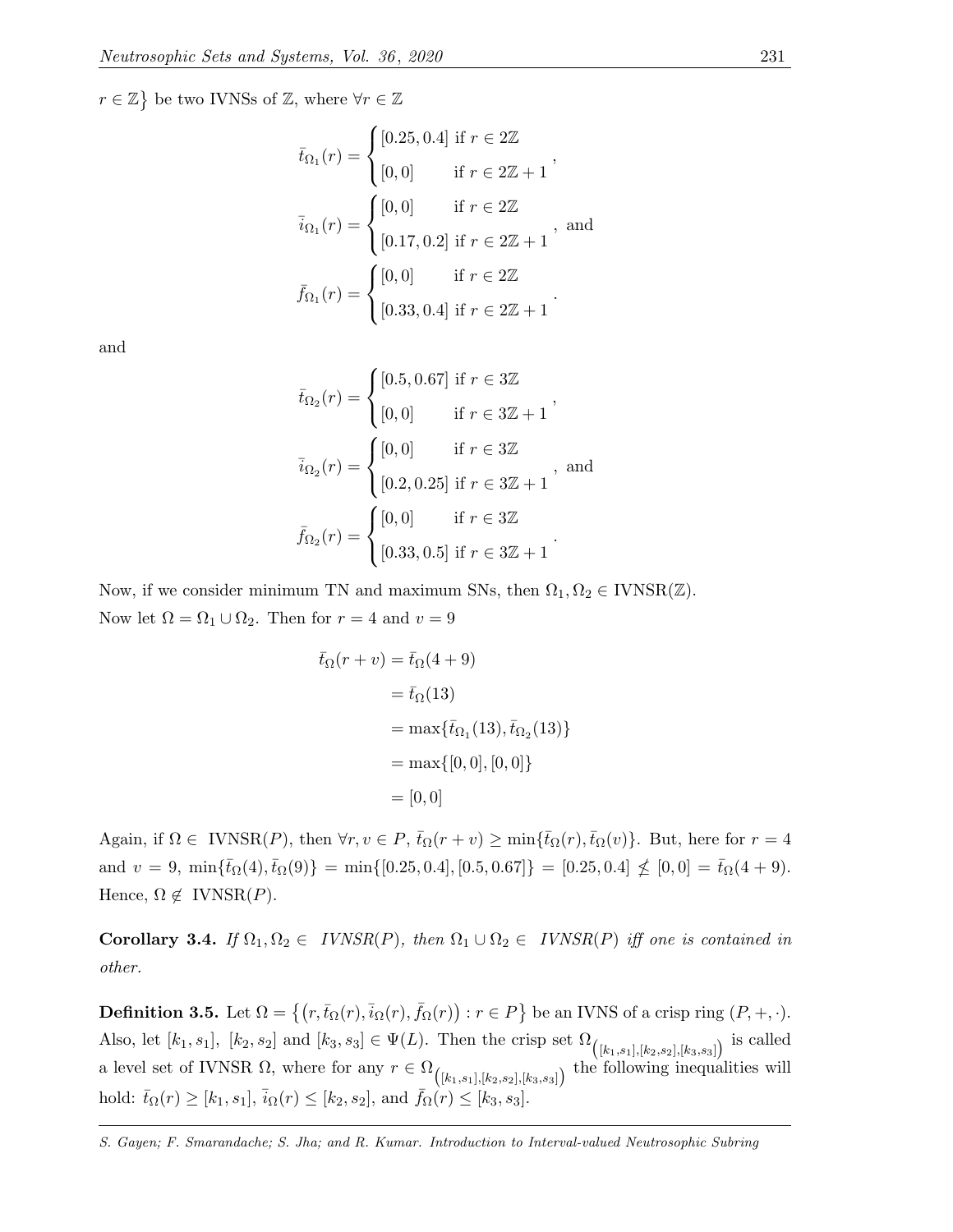$r \in \mathbb{Z}\big\}$ be two IVNSs of $\mathbb{Z}$, where $\forall r \in \mathbb{Z}$

$$\bar{t}_{\Omega_1}(r) = \begin{cases} [0.25, 0.4] & \text{if } r \in 2\mathbb{Z} \\ [0, 0] & \text{if } r \in 2\mathbb{Z}+1 \end{cases},$$

$$\bar{i}_{\Omega_1}(r) = \begin{cases} [0, 0] & \text{if } r \in 2\mathbb{Z} \\ [0.17, 0.2] & \text{if } r \in 2\mathbb{Z}+1 \end{cases}, \text{ and}$$

$$\bar{f}_{\Omega_1}(r) = \begin{cases} [0, 0] & \text{if } r \in 2\mathbb{Z} \\ [0.33, 0.4] & \text{if } r \in 2\mathbb{Z}+1 \end{cases}.$$

and

$$\bar{t}_{\Omega_2}(r) = \begin{cases} [0.5, 0.67] & \text{if } r \in 3\mathbb{Z} \\ [0, 0] & \text{if } r \in 3\mathbb{Z}+1 \end{cases},$$

$$\bar{i}_{\Omega_2}(r) = \begin{cases} [0, 0] & \text{if } r \in 3\mathbb{Z} \\ [0.2, 0.25] & \text{if } r \in 3\mathbb{Z}+1 \end{cases}, \text{ and}$$

$$\bar{f}_{\Omega_2}(r) = \begin{cases} [0, 0] & \text{if } r \in 3\mathbb{Z} \\ [0.33, 0.5] & \text{if } r \in 3\mathbb{Z}+1 \end{cases}.$$

Now, if we consider minimum TN and maximum SNs, then $\Omega_1, \Omega_2 \in \text{IVNSR}(\mathbb{Z})$.
Now let $\Omega = \Omega_1 \cup \Omega_2$. Then for $r = 4$ and $v = 9$

$$\begin{aligned} \bar{t}_{\Omega}(r+v) &= \bar{t}_{\Omega}(4+9) \\ &= \bar{t}_{\Omega}(13) \\ &= \max\{\bar{t}_{\Omega_1}(13), \bar{t}_{\Omega_2}(13)\} \\ &= \max\{[0, 0], [0, 0]\} \\ &= [0, 0] \end{aligned}$$

Again, if $\Omega \in$ IVNSR$(P)$, then $\forall r, v \in P$, $\bar{t}_{\Omega}(r+v) \geq \min\{\bar{t}_{\Omega}(r), \bar{t}_{\Omega}(v)\}$. But, here for $r = 4$ and $v = 9$, $\min\{\bar{t}_{\Omega}(4), \bar{t}_{\Omega}(9)\} = \min\{[0.25, 0.4], [0.5, 0.67]\} = [0.25, 0.4] \not\leq [0, 0] = \bar{t}_{\Omega}(4+9)$. Hence, $\Omega \notin$ IVNSR$(P)$.

**Corollary 3.4.** *If $\Omega_1, \Omega_2 \in$ IVNSR$(P)$, then $\Omega_1 \cup \Omega_2 \in$ IVNSR$(P)$ iff one is contained in other.*

**Definition 3.5.** Let $\Omega = \big\{\big(r, \bar{t}_{\Omega}(r), \bar{i}_{\Omega}(r), \bar{f}_{\Omega}(r)\big) : r \in P\big\}$ be an IVNS of a crisp ring $(P, +, \cdot)$. Also, let $[k_1, s_1]$, $[k_2, s_2]$ and $[k_3, s_3] \in \Psi(L)$. Then the crisp set $\Omega_{\left([k_1,s_1],[k_2,s_2],[k_3,s_3]\right)}$ is called a level set of IVNSR $\Omega$, where for any $r \in \Omega_{\left([k_1,s_1],[k_2,s_2],[k_3,s_3]\right)}$ the following inequalities will hold: $\bar{t}_{\Omega}(r) \geq [k_1, s_1]$, $\bar{i}_{\Omega}(r) \leq [k_2, s_2]$, and $\bar{f}_{\Omega}(r) \leq [k_3, s_3]$.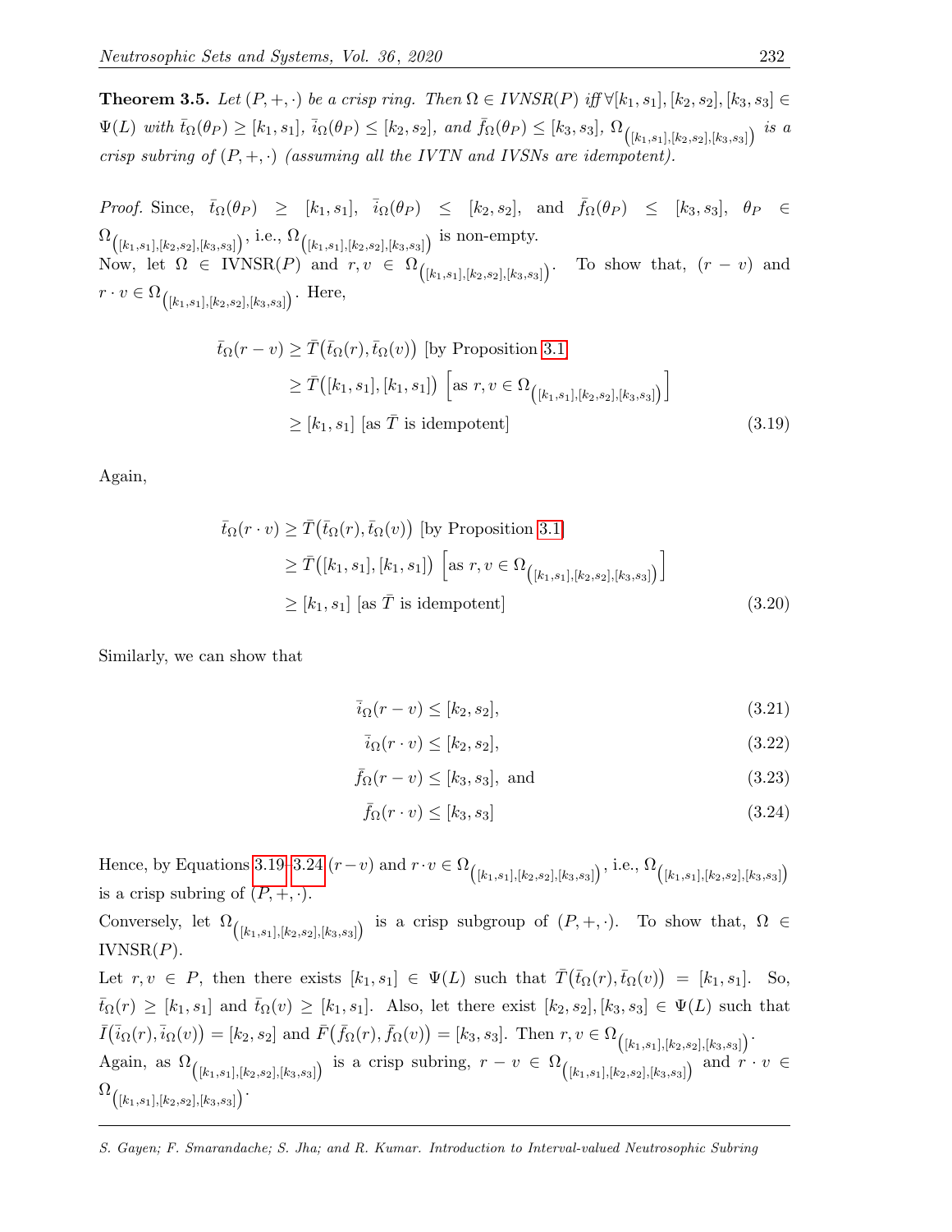**Theorem 3.5.** *Let $(P, +, \cdot)$ be a crisp ring. Then $\Omega \in IVNSR(P)$ iff $\forall [k_1, s_1], [k_2, s_2], [k_3, s_3] \in \Psi(L)$ with $\bar{t}_\Omega(\theta_P) \geq [k_1, s_1]$, $\bar{i}_\Omega(\theta_P) \leq [k_2, s_2]$, and $\bar{f}_\Omega(\theta_P) \leq [k_3, s_3]$, $\Omega_{\left([k_1,s_1],[k_2,s_2],[k_3,s_3]\right)}$ is a crisp subring of $(P, +, \cdot)$ (assuming all the IVTN and IVSNs are idempotent).*

*Proof.* Since, $\bar{t}_\Omega(\theta_P) \geq [k_1, s_1]$, $\bar{i}_\Omega(\theta_P) \leq [k_2, s_2]$, and $\bar{f}_\Omega(\theta_P) \leq [k_3, s_3]$, $\theta_P \in \Omega_{\left([k_1,s_1],[k_2,s_2],[k_3,s_3]\right)}$, i.e., $\Omega_{\left([k_1,s_1],[k_2,s_2],[k_3,s_3]\right)}$ is non-empty.
Now, let $\Omega \in$ IVNSR$(P)$ and $r, v \in \Omega_{\left([k_1,s_1],[k_2,s_2],[k_3,s_3]\right)}$. To show that, $(r - v)$ and $r \cdot v \in \Omega_{\left([k_1,s_1],[k_2,s_2],[k_3,s_3]\right)}$. Here,

$$\begin{aligned}
\bar{t}_\Omega(r - v) &\geq \bar{T}\big(\bar{t}_\Omega(r), \bar{t}_\Omega(v)\big) \text{ [by Proposition 3.1]} \\
&\geq \bar{T}\big([k_1, s_1], [k_1, s_1]\big) \left[\text{as } r, v \in \Omega_{\left([k_1,s_1],[k_2,s_2],[k_3,s_3]\right)}\right] \\
&\geq [k_1, s_1] \text{ [as } \bar{T} \text{ is idempotent]} \qquad (3.19)
\end{aligned}$$

Again,

$$\begin{aligned}
\bar{t}_\Omega(r \cdot v) &\geq \bar{T}\big(\bar{t}_\Omega(r), \bar{t}_\Omega(v)\big) \text{ [by Proposition 3.1]} \\
&\geq \bar{T}\big([k_1, s_1], [k_1, s_1]\big) \left[\text{as } r, v \in \Omega_{\left([k_1,s_1],[k_2,s_2],[k_3,s_3]\right)}\right] \\
&\geq [k_1, s_1] \text{ [as } \bar{T} \text{ is idempotent]} \qquad (3.20)
\end{aligned}$$

Similarly, we can show that

$$\bar{i}_\Omega(r - v) \leq [k_2, s_2], \qquad (3.21)$$

$$\bar{i}_\Omega(r \cdot v) \leq [k_2, s_2], \qquad (3.22)$$

$$\bar{f}_\Omega(r - v) \leq [k_3, s_3], \text{ and} \qquad (3.23)$$

$$\bar{f}_\Omega(r \cdot v) \leq [k_3, s_3] \qquad (3.24)$$

Hence, by Equations 3.19–3.24 $(r - v)$ and $r \cdot v \in \Omega_{\left([k_1,s_1],[k_2,s_2],[k_3,s_3]\right)}$, i.e., $\Omega_{\left([k_1,s_1],[k_2,s_2],[k_3,s_3]\right)}$ is a crisp subring of $(P, +, \cdot)$.
Conversely, let $\Omega_{\left([k_1,s_1],[k_2,s_2],[k_3,s_3]\right)}$ is a crisp subgroup of $(P, +, \cdot)$. To show that, $\Omega \in$ IVNSR$(P)$.
Let $r, v \in P$, then there exists $[k_1, s_1] \in \Psi(L)$ such that $\bar{T}\big(\bar{t}_\Omega(r), \bar{t}_\Omega(v)\big) = [k_1, s_1]$. So, $\bar{t}_\Omega(r) \geq [k_1, s_1]$ and $\bar{t}_\Omega(v) \geq [k_1, s_1]$. Also, let there exist $[k_2, s_2], [k_3, s_3] \in \Psi(L)$ such that $\bar{I}\big(\bar{i}_\Omega(r), \bar{i}_\Omega(v)\big) = [k_2, s_2]$ and $\bar{F}\big(\bar{f}_\Omega(r), \bar{f}_\Omega(v)\big) = [k_3, s_3]$. Then $r, v \in \Omega_{\left([k_1,s_1],[k_2,s_2],[k_3,s_3]\right)}$.
Again, as $\Omega_{\left([k_1,s_1],[k_2,s_2],[k_3,s_3]\right)}$ is a crisp subring, $r - v \in \Omega_{\left([k_1,s_1],[k_2,s_2],[k_3,s_3]\right)}$ and $r \cdot v \in \Omega_{\left([k_1,s_1],[k_2,s_2],[k_3,s_3]\right)}$.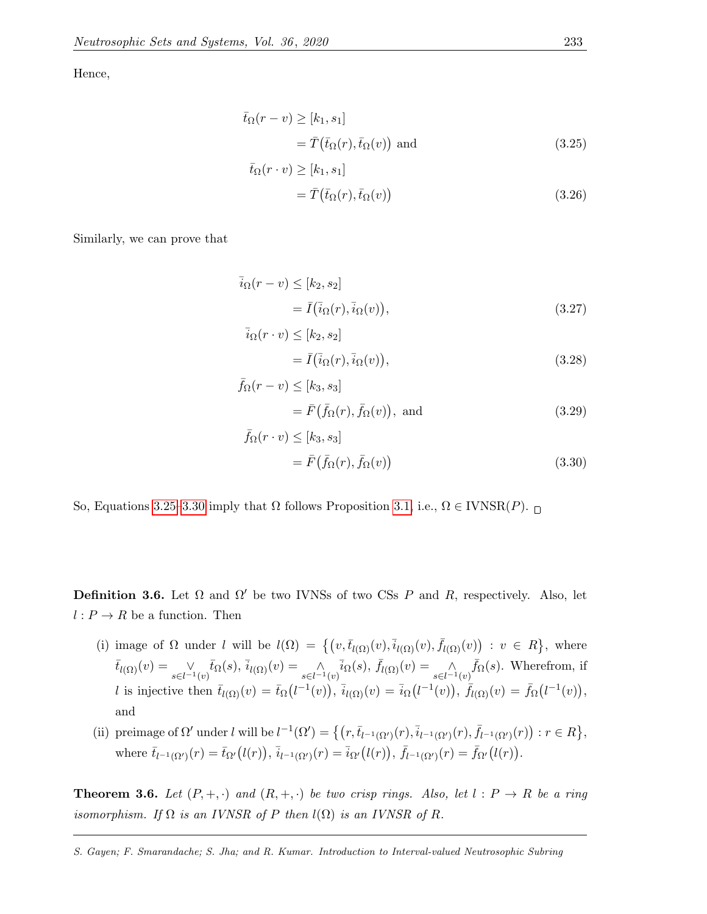Hence,

$$
\begin{aligned}
\bar{t}_{\Omega}(r-v) &\geq [k_1, s_1] \\
&= \bar{T}\big(\bar{t}_{\Omega}(r), \bar{t}_{\Omega}(v)\big) \text{ and} \qquad (3.25) \\
\bar{t}_{\Omega}(r\cdot v) &\geq [k_1, s_1] \\
&= \bar{T}\big(\bar{t}_{\Omega}(r), \bar{t}_{\Omega}(v)\big) \qquad (3.26)
\end{aligned}
$$

Similarly, we can prove that

$$
\begin{aligned}
\bar{i}_{\Omega}(r-v) &\leq [k_2, s_2] \\
&= \bar{I}\big(\bar{i}_{\Omega}(r), \bar{i}_{\Omega}(v)\big), \qquad (3.27) \\
\bar{i}_{\Omega}(r\cdot v) &\leq [k_2, s_2] \\
&= \bar{I}\big(\bar{i}_{\Omega}(r), \bar{i}_{\Omega}(v)\big), \qquad (3.28) \\
\bar{f}_{\Omega}(r-v) &\leq [k_3, s_3] \\
&= \bar{F}\big(\bar{f}_{\Omega}(r), \bar{f}_{\Omega}(v)\big), \text{ and} \qquad (3.29) \\
\bar{f}_{\Omega}(r\cdot v) &\leq [k_3, s_3] \\
&= \bar{F}\big(\bar{f}_{\Omega}(r), \bar{f}_{\Omega}(v)\big) \qquad (3.30)
\end{aligned}
$$

So, Equations 3.25–3.30 imply that $\Omega$ follows Proposition 3.1, i.e., $\Omega \in \text{IVNSR}(P)$. □

**Definition 3.6.** Let $\Omega$ and $\Omega'$ be two IVNSs of two CSs $P$ and $R$, respectively. Also, let $l : P \to R$ be a function. Then

(i) image of $\Omega$ under $l$ will be $l(\Omega) = \big\{\big(v, \bar{t}_{l(\Omega)}(v), \bar{i}_{l(\Omega)}(v), \bar{f}_{l(\Omega)}(v)\big) : v \in R\big\}$, where $\bar{t}_{l(\Omega)}(v) = \underset{s\in l^{-1}(v)}{\vee} \bar{t}_{\Omega}(s)$, $\bar{i}_{l(\Omega)}(v) = \underset{s\in l^{-1}(v)}{\wedge} \bar{i}_{\Omega}(s)$, $\bar{f}_{l(\Omega)}(v) = \underset{s\in l^{-1}(v)}{\wedge} \bar{f}_{\Omega}(s)$. Wherefrom, if $l$ is injective then $\bar{t}_{l(\Omega)}(v) = \bar{t}_{\Omega}\big(l^{-1}(v)\big)$, $\bar{i}_{l(\Omega)}(v) = \bar{i}_{\Omega}\big(l^{-1}(v)\big)$, $\bar{f}_{l(\Omega)}(v) = \bar{f}_{\Omega}\big(l^{-1}(v)\big)$, and

(ii) preimage of $\Omega'$ under $l$ will be $l^{-1}(\Omega') = \big\{\big(r, \bar{t}_{l^{-1}(\Omega')}(r), \bar{i}_{l^{-1}(\Omega')}(r), \bar{f}_{l^{-1}(\Omega')}(r)\big) : r \in R\big\}$, where $\bar{t}_{l^{-1}(\Omega')}(r) = \bar{t}_{\Omega'}\big(l(r)\big)$, $\bar{i}_{l^{-1}(\Omega')}(r) = \bar{i}_{\Omega'}\big(l(r)\big)$, $\bar{f}_{l^{-1}(\Omega')}(r) = \bar{f}_{\Omega'}\big(l(r)\big)$.

**Theorem 3.6.** *Let $(P, +, \cdot)$ and $(R, +, \cdot)$ be two crisp rings. Also, let $l : P \to R$ be a ring isomorphism. If $\Omega$ is an IVNSR of $P$ then $l(\Omega)$ is an IVNSR of $R$.*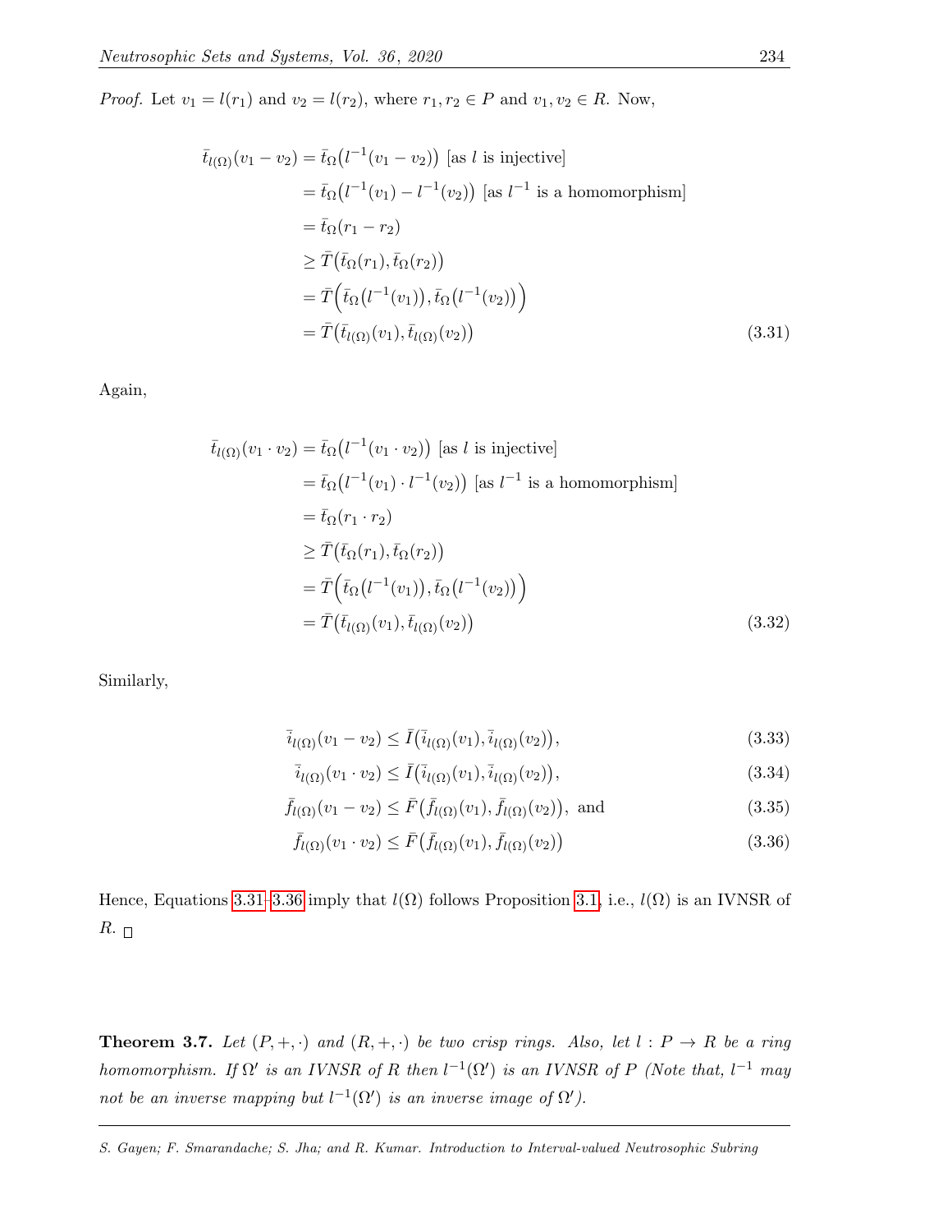*Proof.* Let $v_1 = l(r_1)$ and $v_2 = l(r_2)$, where $r_1, r_2 \in P$ and $v_1, v_2 \in R$. Now,

$$
\begin{aligned}
\bar{t}_{l(\Omega)}(v_1 - v_2) &= \bar{t}_{\Omega}\big(l^{-1}(v_1 - v_2)\big) \text{ [as } l \text{ is injective]} \\
&= \bar{t}_{\Omega}\big(l^{-1}(v_1) - l^{-1}(v_2)\big) \text{ [as } l^{-1} \text{ is a homomorphism]} \\
&= \bar{t}_{\Omega}(r_1 - r_2) \\
&\geq \bar{T}\big(\bar{t}_{\Omega}(r_1), \bar{t}_{\Omega}(r_2)\big) \\
&= \bar{T}\Big(\bar{t}_{\Omega}\big(l^{-1}(v_1)\big), \bar{t}_{\Omega}\big(l^{-1}(v_2)\big)\Big) \\
&= \bar{T}\big(\bar{t}_{l(\Omega)}(v_1), \bar{t}_{l(\Omega)}(v_2)\big)
\end{aligned}
\tag{3.31}
$$

Again,

$$
\begin{aligned}
\bar{t}_{l(\Omega)}(v_1 \cdot v_2) &= \bar{t}_{\Omega}\big(l^{-1}(v_1 \cdot v_2)\big) \text{ [as } l \text{ is injective]} \\
&= \bar{t}_{\Omega}\big(l^{-1}(v_1) \cdot l^{-1}(v_2)\big) \text{ [as } l^{-1} \text{ is a homomorphism]} \\
&= \bar{t}_{\Omega}(r_1 \cdot r_2) \\
&\geq \bar{T}\big(\bar{t}_{\Omega}(r_1), \bar{t}_{\Omega}(r_2)\big) \\
&= \bar{T}\Big(\bar{t}_{\Omega}\big(l^{-1}(v_1)\big), \bar{t}_{\Omega}\big(l^{-1}(v_2)\big)\Big) \\
&= \bar{T}\big(\bar{t}_{l(\Omega)}(v_1), \bar{t}_{l(\Omega)}(v_2)\big)
\end{aligned}
\tag{3.32}
$$

Similarly,

$$\bar{i}_{l(\Omega)}(v_1 - v_2) \leq \bar{I}\big(\bar{i}_{l(\Omega)}(v_1), \bar{i}_{l(\Omega)}(v_2)\big), \tag{3.33}$$

$$\bar{i}_{l(\Omega)}(v_1 \cdot v_2) \leq \bar{I}\big(\bar{i}_{l(\Omega)}(v_1), \bar{i}_{l(\Omega)}(v_2)\big), \tag{3.34}$$

$$\bar{f}_{l(\Omega)}(v_1 - v_2) \leq \bar{F}\big(\bar{f}_{l(\Omega)}(v_1), \bar{f}_{l(\Omega)}(v_2)\big), \text{ and} \tag{3.35}$$

$$\bar{f}_{l(\Omega)}(v_1 \cdot v_2) \leq \bar{F}\big(\bar{f}_{l(\Omega)}(v_1), \bar{f}_{l(\Omega)}(v_2)\big) \tag{3.36}$$

Hence, Equations 3.31–3.36 imply that $l(\Omega)$ follows Proposition 3.1, i.e., $l(\Omega)$ is an IVNSR of $R$. □

**Theorem 3.7.** *Let $(P, +, \cdot)$ and $(R, +, \cdot)$ be two crisp rings. Also, let $l : P \to R$ be a ring homomorphism. If $\Omega'$ is an IVNSR of $R$ then $l^{-1}(\Omega')$ is an IVNSR of $P$ (Note that, $l^{-1}$ may not be an inverse mapping but $l^{-1}(\Omega')$ is an inverse image of $\Omega'$).*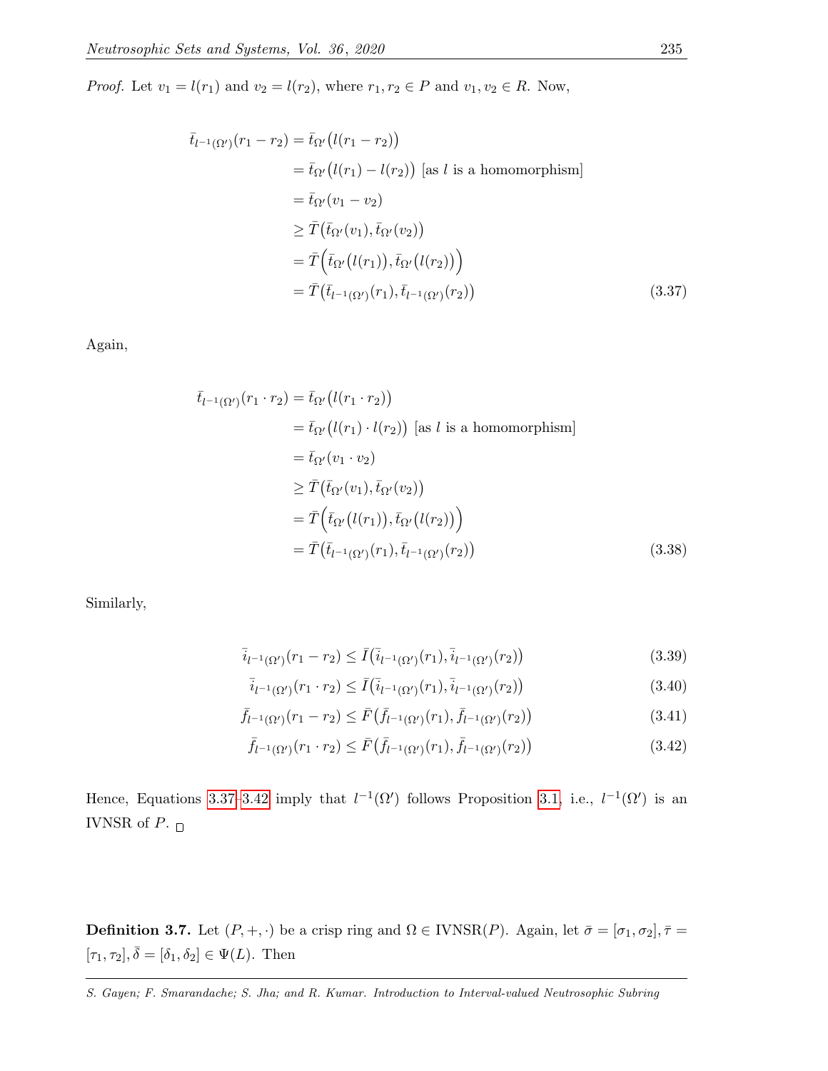*Proof.* Let $v_1 = l(r_1)$ and $v_2 = l(r_2)$, where $r_1, r_2 \in P$ and $v_1, v_2 \in R$. Now,

$$
\begin{aligned}
\bar{t}_{l^{-1}(\Omega')}(r_1 - r_2) &= \bar{t}_{\Omega'}\big(l(r_1 - r_2)\big) \\
&= \bar{t}_{\Omega'}\big(l(r_1) - l(r_2)\big) \text{ [as } l \text{ is a homomorphism]} \\
&= \bar{t}_{\Omega'}(v_1 - v_2) \\
&\geq \bar{T}\big(\bar{t}_{\Omega'}(v_1), \bar{t}_{\Omega'}(v_2)\big) \\
&= \bar{T}\Big(\bar{t}_{\Omega'}\big(l(r_1)\big), \bar{t}_{\Omega'}\big(l(r_2)\big)\Big) \\
&= \bar{T}\big(\bar{t}_{l^{-1}(\Omega')}(r_1), \bar{t}_{l^{-1}(\Omega')}(r_2)\big)
\end{aligned}
\tag{3.37}
$$

Again,

$$
\begin{aligned}
\bar{t}_{l^{-1}(\Omega')}(r_1 \cdot r_2) &= \bar{t}_{\Omega'}\big(l(r_1 \cdot r_2)\big) \\
&= \bar{t}_{\Omega'}\big(l(r_1) \cdot l(r_2)\big) \text{ [as } l \text{ is a homomorphism]} \\
&= \bar{t}_{\Omega'}(v_1 \cdot v_2) \\
&\geq \bar{T}\big(\bar{t}_{\Omega'}(v_1), \bar{t}_{\Omega'}(v_2)\big) \\
&= \bar{T}\Big(\bar{t}_{\Omega'}\big(l(r_1)\big), \bar{t}_{\Omega'}\big(l(r_2)\big)\Big) \\
&= \bar{T}\big(\bar{t}_{l^{-1}(\Omega')}(r_1), \bar{t}_{l^{-1}(\Omega')}(r_2)\big)
\end{aligned}
\tag{3.38}
$$

Similarly,

$$\bar{i}_{l^{-1}(\Omega')}(r_1 - r_2) \leq \bar{I}\big(\bar{i}_{l^{-1}(\Omega')}(r_1), \bar{i}_{l^{-1}(\Omega')}(r_2)\big) \tag{3.39}$$

$$\bar{i}_{l^{-1}(\Omega')}(r_1 \cdot r_2) \leq \bar{I}\big(\bar{i}_{l^{-1}(\Omega')}(r_1), \bar{i}_{l^{-1}(\Omega')}(r_2)\big) \tag{3.40}$$

$$\bar{f}_{l^{-1}(\Omega')}(r_1 - r_2) \leq \bar{F}\big(\bar{f}_{l^{-1}(\Omega')}(r_1), \bar{f}_{l^{-1}(\Omega')}(r_2)\big) \tag{3.41}$$

$$\bar{f}_{l^{-1}(\Omega')}(r_1 \cdot r_2) \leq \bar{F}\big(\bar{f}_{l^{-1}(\Omega')}(r_1), \bar{f}_{l^{-1}(\Omega')}(r_2)\big) \tag{3.42}$$

Hence, Equations 3.37–3.42 imply that $l^{-1}(\Omega')$ follows Proposition 3.1, i.e., $l^{-1}(\Omega')$ is an IVNSR of $P$. □

**Definition 3.7.** Let $(P, +, \cdot)$ be a crisp ring and $\Omega \in \text{IVNSR}(P)$. Again, let $\bar{\sigma} = [\sigma_1, \sigma_2], \bar{\tau} = [\tau_1, \tau_2], \bar{\delta} = [\delta_1, \delta_2] \in \Psi(L)$. Then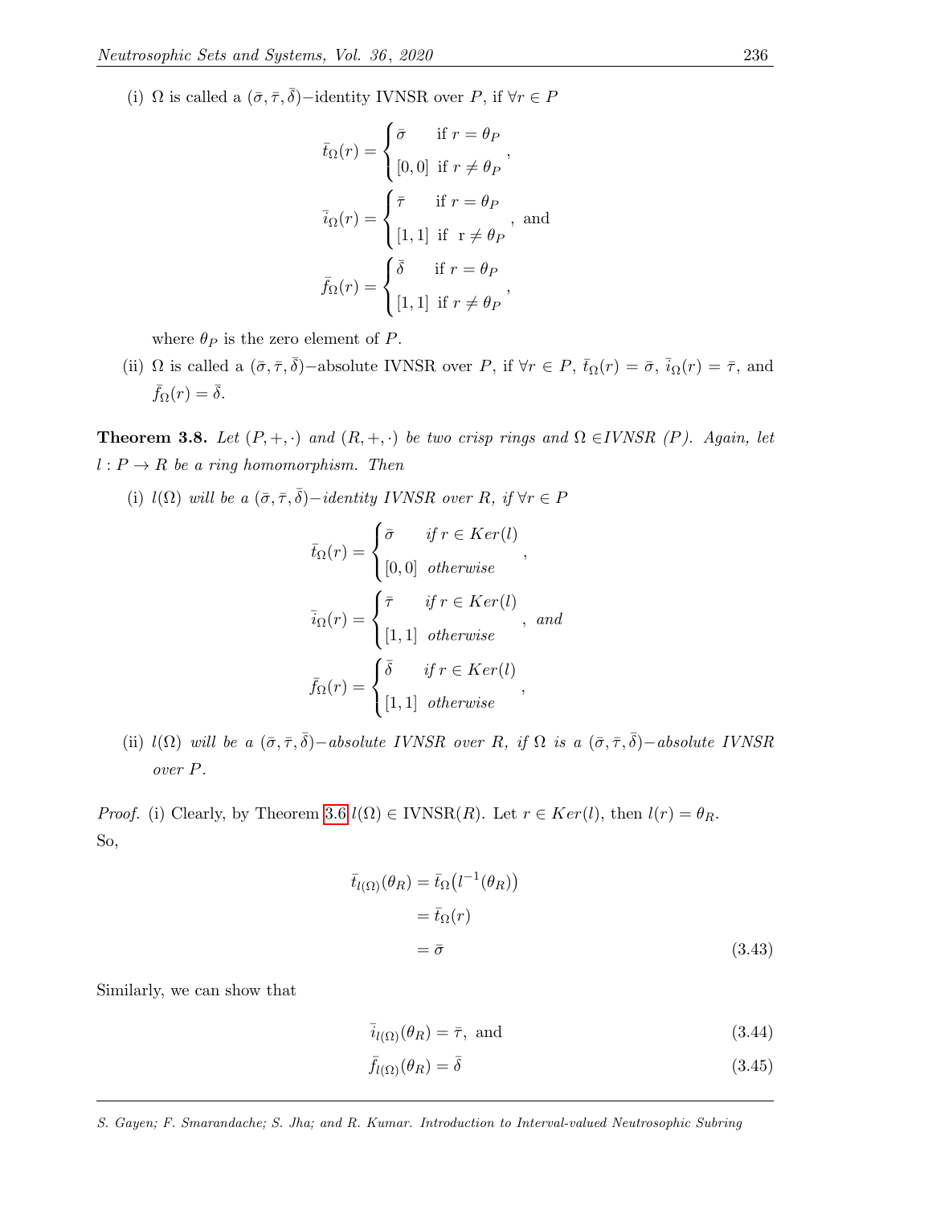(i) $\Omega$ is called a $(\bar{\sigma}, \bar{\tau}, \bar{\delta})-$identity IVNSR over $P$, if $\forall r \in P$

$$\bar{t}_\Omega(r) = \begin{cases} \bar{\sigma} & \text{if } r = \theta_P \\ [0,0] & \text{if } r \neq \theta_P \end{cases},$$

$$\bar{i}_\Omega(r) = \begin{cases} \bar{\tau} & \text{if } r = \theta_P \\ [1,1] & \text{if } r \neq \theta_P \end{cases}, \text{ and}$$

$$\bar{f}_\Omega(r) = \begin{cases} \bar{\delta} & \text{if } r = \theta_P \\ [1,1] & \text{if } r \neq \theta_P \end{cases},$$

where $\theta_P$ is the zero element of $P$.

(ii) $\Omega$ is called a $(\bar{\sigma}, \bar{\tau}, \bar{\delta})-$absolute IVNSR over $P$, if $\forall r \in P$, $\bar{t}_\Omega(r) = \bar{\sigma}$, $\bar{i}_\Omega(r) = \bar{\tau}$, and $\bar{f}_\Omega(r) = \bar{\delta}$.

**Theorem 3.8.** *Let $(P, +, \cdot)$ and $(R, +, \cdot)$ be two crisp rings and $\Omega \in$IVNSR $(P)$. Again, let $l : P \to R$ be a ring homomorphism. Then*

(i) *$l(\Omega)$ will be a $(\bar{\sigma}, \bar{\tau}, \bar{\delta})-$identity IVNSR over $R$, if $\forall r \in P$*

$$\bar{t}_\Omega(r) = \begin{cases} \bar{\sigma} & \text{if } r \in Ker(l) \\ [0,0] & \text{otherwise} \end{cases},$$

$$\bar{i}_\Omega(r) = \begin{cases} \bar{\tau} & \text{if } r \in Ker(l) \\ [1,1] & \text{otherwise} \end{cases}, \text{ and}$$

$$\bar{f}_\Omega(r) = \begin{cases} \bar{\delta} & \text{if } r \in Ker(l) \\ [1,1] & \text{otherwise} \end{cases},$$

(ii) *$l(\Omega)$ will be a $(\bar{\sigma}, \bar{\tau}, \bar{\delta})-$absolute IVNSR over $R$, if $\Omega$ is a $(\bar{\sigma}, \bar{\tau}, \bar{\delta})-$absolute IVNSR over $P$.*

*Proof.* (i) Clearly, by Theorem 3.6 $l(\Omega) \in$ IVNSR$(R)$. Let $r \in Ker(l)$, then $l(r) = \theta_R$. So,

$$\begin{aligned} \bar{t}_{l(\Omega)}(\theta_R) &= \bar{t}_\Omega\big(l^{-1}(\theta_R)\big) \\ &= \bar{t}_\Omega(r) \\ &= \bar{\sigma} \end{aligned} \tag{3.43}$$

Similarly, we can show that

$$\bar{i}_{l(\Omega)}(\theta_R) = \bar{\tau}, \text{ and} \tag{3.44}$$

$$\bar{f}_{l(\Omega)}(\theta_R) = \bar{\delta} \tag{3.45}$$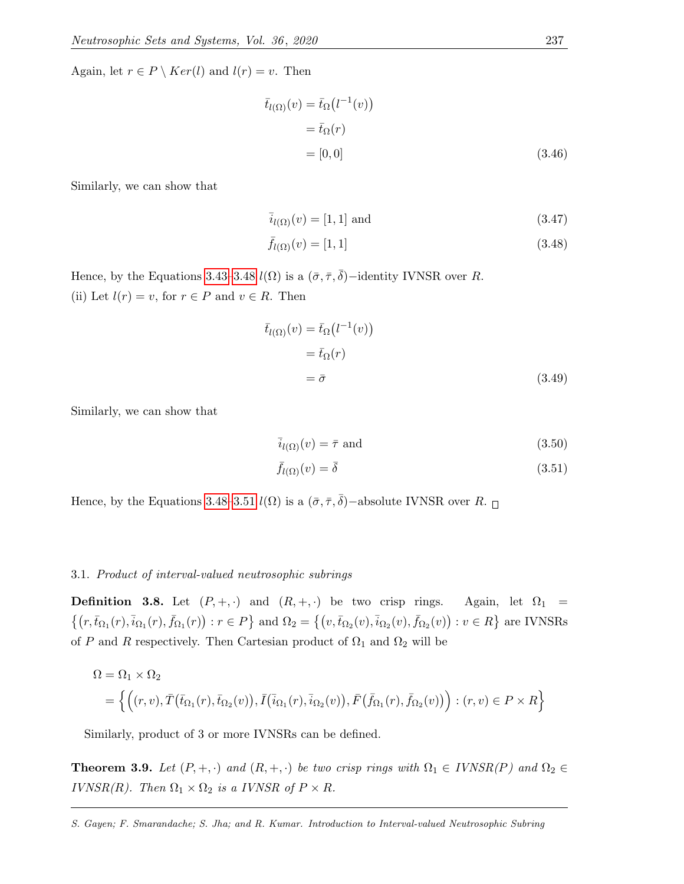Again, let $r \in P \setminus Ker(l)$ and $l(r) = v$. Then

$$\begin{aligned}\bar{t}_{l(\Omega)}(v) &= \bar{t}_{\Omega}\big(l^{-1}(v)\big)\\ &= \bar{t}_{\Omega}(r)\\ &= [0,0]\end{aligned} \tag{3.46}$$

Similarly, we can show that

$$\bar{i}_{l(\Omega)}(v) = [1,1] \text{ and} \tag{3.47}$$

$$\bar{f}_{l(\Omega)}(v) = [1,1] \tag{3.48}$$

Hence, by the Equations 3.43-3.48 $l(\Omega)$ is a $(\bar{\sigma}, \bar{\tau}, \bar{\delta})-$identity IVNSR over $R$.

(ii) Let $l(r) = v$, for $r \in P$ and $v \in R$. Then

$$\begin{aligned}\bar{t}_{l(\Omega)}(v) &= \bar{t}_{\Omega}\big(l^{-1}(v)\big)\\ &= \bar{t}_{\Omega}(r)\\ &= \bar{\sigma}\end{aligned} \tag{3.49}$$

Similarly, we can show that

$$\bar{i}_{l(\Omega)}(v) = \bar{\tau} \text{ and} \tag{3.50}$$

$$\bar{f}_{l(\Omega)}(v) = \bar{\delta} \tag{3.51}$$

Hence, by the Equations 3.48-3.51 $l(\Omega)$ is a $(\bar{\sigma}, \bar{\tau}, \bar{\delta})-$absolute IVNSR over $R$. □

3.1. *Product of interval-valued neutrosophic subrings*

**Definition 3.8.** Let $(P, +, \cdot)$ and $(R, +, \cdot)$ be two crisp rings. Again, let $\Omega_1 = \big\{\big(r, \bar{t}_{\Omega_1}(r), \bar{i}_{\Omega_1}(r), \bar{f}_{\Omega_1}(r)\big) : r \in P\big\}$ and $\Omega_2 = \big\{\big(v, \bar{t}_{\Omega_2}(v), \bar{i}_{\Omega_2}(v), \bar{f}_{\Omega_2}(v)\big) : v \in R\big\}$ are IVNSRs of $P$ and $R$ respectively. Then Cartesian product of $\Omega_1$ and $\Omega_2$ will be

$$\begin{aligned}\Omega &= \Omega_1 \times \Omega_2\\ &= \Big\{\Big((r,v), \bar{T}\big(\bar{t}_{\Omega_1}(r), \bar{t}_{\Omega_2}(v)\big), \bar{I}\big(\bar{i}_{\Omega_1}(r), \bar{i}_{\Omega_2}(v)\big), \bar{F}\big(\bar{f}_{\Omega_1}(r), \bar{f}_{\Omega_2}(v)\big)\Big) : (r,v) \in P \times R\Big\}\end{aligned}$$

Similarly, product of 3 or more IVNSRs can be defined.

**Theorem 3.9.** *Let $(P, +, \cdot)$ and $(R, +, \cdot)$ be two crisp rings with $\Omega_1 \in IVNSR(P)$ and $\Omega_2 \in IVNSR(R)$. Then $\Omega_1 \times \Omega_2$ is a IVNSR of $P \times R$.*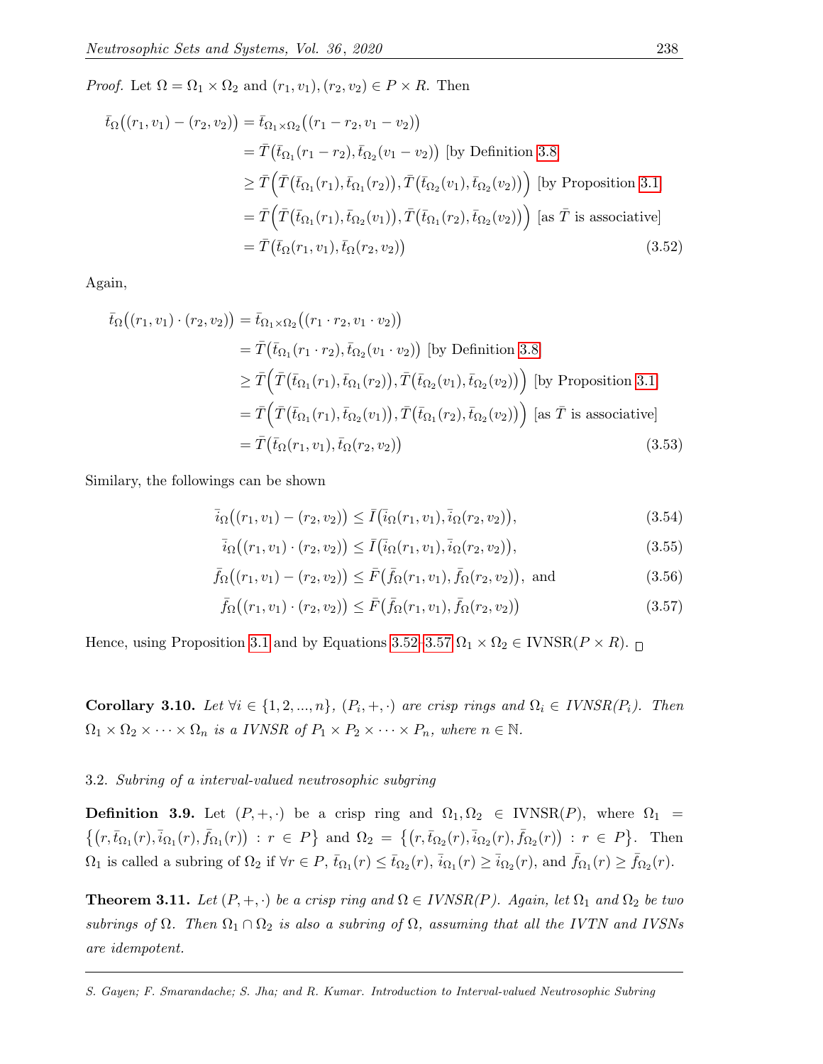*Proof.* Let $\Omega = \Omega_1 \times \Omega_2$ and $(r_1, v_1), (r_2, v_2) \in P \times R$. Then

$$
\begin{aligned}
\bar{t}_{\Omega}\big((r_1, v_1) - (r_2, v_2)\big) &= \bar{t}_{\Omega_1 \times \Omega_2}\big((r_1 - r_2, v_1 - v_2)\big) \\
&= \bar{T}\big(\bar{t}_{\Omega_1}(r_1 - r_2), \bar{t}_{\Omega_2}(v_1 - v_2)\big) \text{ [by Definition 3.8]} \\
&\geq \bar{T}\Big(\bar{T}\big(\bar{t}_{\Omega_1}(r_1), \bar{t}_{\Omega_1}(r_2)\big), \bar{T}\big(\bar{t}_{\Omega_2}(v_1), \bar{t}_{\Omega_2}(v_2)\big)\Big) \text{ [by Proposition 3.1]} \\
&= \bar{T}\Big(\bar{T}\big(\bar{t}_{\Omega_1}(r_1), \bar{t}_{\Omega_2}(v_1)\big), \bar{T}\big(\bar{t}_{\Omega_1}(r_2), \bar{t}_{\Omega_2}(v_2)\big)\Big) \text{ [as } \bar{T} \text{ is associative]} \\
&= \bar{T}\big(\bar{t}_{\Omega}(r_1, v_1), \bar{t}_{\Omega}(r_2, v_2)\big) \qquad (3.52)
\end{aligned}
$$

Again,

$$
\begin{aligned}
\bar{t}_{\Omega}\big((r_1, v_1) \cdot (r_2, v_2)\big) &= \bar{t}_{\Omega_1 \times \Omega_2}\big((r_1 \cdot r_2, v_1 \cdot v_2)\big) \\
&= \bar{T}\big(\bar{t}_{\Omega_1}(r_1 \cdot r_2), \bar{t}_{\Omega_2}(v_1 \cdot v_2)\big) \text{ [by Definition 3.8]} \\
&\geq \bar{T}\Big(\bar{T}\big(\bar{t}_{\Omega_1}(r_1), \bar{t}_{\Omega_1}(r_2)\big), \bar{T}\big(\bar{t}_{\Omega_2}(v_1), \bar{t}_{\Omega_2}(v_2)\big)\Big) \text{ [by Proposition 3.1]} \\
&= \bar{T}\Big(\bar{T}\big(\bar{t}_{\Omega_1}(r_1), \bar{t}_{\Omega_2}(v_1)\big), \bar{T}\big(\bar{t}_{\Omega_1}(r_2), \bar{t}_{\Omega_2}(v_2)\big)\Big) \text{ [as } \bar{T} \text{ is associative]} \\
&= \bar{T}\big(\bar{t}_{\Omega}(r_1, v_1), \bar{t}_{\Omega}(r_2, v_2)\big) \qquad (3.53)
\end{aligned}
$$

Similary, the followings can be shown

$$\bar{i}_{\Omega}\big((r_1, v_1) - (r_2, v_2)\big) \leq \bar{I}\big(\bar{i}_{\Omega}(r_1, v_1), \bar{i}_{\Omega}(r_2, v_2)\big), \qquad (3.54)$$

$$\bar{i}_{\Omega}\big((r_1, v_1) \cdot (r_2, v_2)\big) \leq \bar{I}\big(\bar{i}_{\Omega}(r_1, v_1), \bar{i}_{\Omega}(r_2, v_2)\big), \qquad (3.55)$$

$$\bar{f}_{\Omega}\big((r_1, v_1) - (r_2, v_2)\big) \leq \bar{F}\big(\bar{f}_{\Omega}(r_1, v_1), \bar{f}_{\Omega}(r_2, v_2)\big), \text{ and} \qquad (3.56)$$

$$\bar{f}_{\Omega}\big((r_1, v_1) \cdot (r_2, v_2)\big) \leq \bar{F}\big(\bar{f}_{\Omega}(r_1, v_1), \bar{f}_{\Omega}(r_2, v_2)\big) \qquad (3.57)$$

Hence, using Proposition 3.1 and by Equations 3.52–3.57 $\Omega_1 \times \Omega_2 \in$ IVNSR$(P \times R)$. □

**Corollary 3.10.** *Let $\forall i \in \{1, 2, ..., n\}$, $(P_i, +, \cdot)$ are crisp rings and $\Omega_i \in IVNSR(P_i)$. Then $\Omega_1 \times \Omega_2 \times \cdots \times \Omega_n$ is a IVNSR of $P_1 \times P_2 \times \cdots \times P_n$, where $n \in \mathbb{N}$.*

### 3.2. *Subring of a interval-valued neutrosophic subgring*

**Definition 3.9.** Let $(P, +, \cdot)$ be a crisp ring and $\Omega_1, \Omega_2 \in$ IVNSR$(P)$, where $\Omega_1 = \big\{\big(r, \bar{t}_{\Omega_1}(r), \bar{i}_{\Omega_1}(r), \bar{f}_{\Omega_1}(r)\big) : r \in P\big\}$ and $\Omega_2 = \big\{\big(r, \bar{t}_{\Omega_2}(r), \bar{i}_{\Omega_2}(r), \bar{f}_{\Omega_2}(r)\big) : r \in P\big\}$. Then $\Omega_1$ is called a subring of $\Omega_2$ if $\forall r \in P$, $\bar{t}_{\Omega_1}(r) \leq \bar{t}_{\Omega_2}(r)$, $\bar{i}_{\Omega_1}(r) \geq \bar{i}_{\Omega_2}(r)$, and $\bar{f}_{\Omega_1}(r) \geq \bar{f}_{\Omega_2}(r)$.

**Theorem 3.11.** *Let $(P, +, \cdot)$ be a crisp ring and $\Omega \in IVNSR(P)$. Again, let $\Omega_1$ and $\Omega_2$ be two subrings of $\Omega$. Then $\Omega_1 \cap \Omega_2$ is also a subring of $\Omega$, assuming that all the IVTN and IVSNs are idempotent.*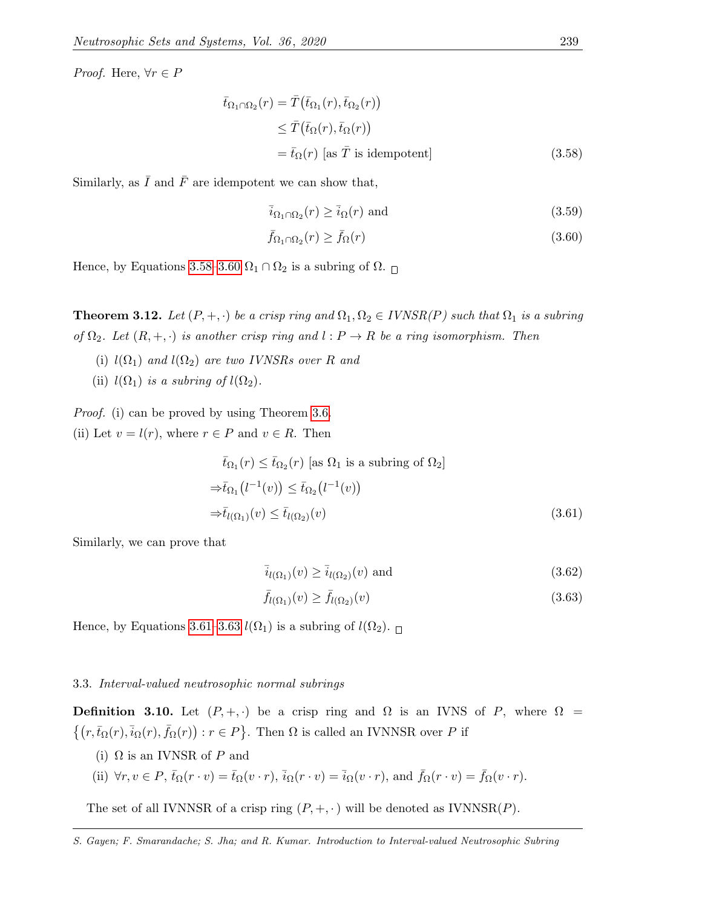*Proof.* Here, $\forall r \in P$

$$
\begin{aligned}
\bar{t}_{\Omega_1 \cap \Omega_2}(r) &= \bar{T}\big(\bar{t}_{\Omega_1}(r), \bar{t}_{\Omega_2}(r)\big) \\
&\leq \bar{T}\big(\bar{t}_{\Omega}(r), \bar{t}_{\Omega}(r)\big) \\
&= \bar{t}_{\Omega}(r) \text{ [as } \bar{T} \text{ is idempotent]} \qquad (3.58)
\end{aligned}
$$

Similarly, as $\bar{I}$ and $\bar{F}$ are idempotent we can show that,

$$\bar{i}_{\Omega_1 \cap \Omega_2}(r) \geq \bar{i}_{\Omega}(r) \text{ and} \qquad (3.59)$$

$$\bar{f}_{\Omega_1 \cap \Omega_2}(r) \geq \bar{f}_{\Omega}(r) \qquad (3.60)$$

Hence, by Equations 3.58–3.60 $\Omega_1 \cap \Omega_2$ is a subring of $\Omega$. □

**Theorem 3.12.** *Let $(P, +, \cdot)$ be a crisp ring and $\Omega_1, \Omega_2 \in IVNSR(P)$ such that $\Omega_1$ is a subring of $\Omega_2$. Let $(R, +, \cdot)$ is another crisp ring and $l : P \to R$ be a ring isomorphism. Then*

(i) *$l(\Omega_1)$ and $l(\Omega_2)$ are two IVNSRs over $R$ and*

(ii) *$l(\Omega_1)$ is a subring of $l(\Omega_2)$.*

*Proof.* (i) can be proved by using Theorem 3.6.

(ii) Let $v = l(r)$, where $r \in P$ and $v \in R$. Then

$$
\begin{aligned}
&\bar{t}_{\Omega_1}(r) \leq \bar{t}_{\Omega_2}(r) \text{ [as } \Omega_1 \text{ is a subring of } \Omega_2] \\
\Rightarrow &\bar{t}_{\Omega_1}\big(l^{-1}(v)\big) \leq \bar{t}_{\Omega_2}\big(l^{-1}(v)\big) \\
\Rightarrow &\bar{t}_{l(\Omega_1)}(v) \leq \bar{t}_{l(\Omega_2)}(v) \qquad (3.61)
\end{aligned}
$$

Similarly, we can prove that

$$\bar{i}_{l(\Omega_1)}(v) \geq \bar{i}_{l(\Omega_2)}(v) \text{ and} \qquad (3.62)$$

$$\bar{f}_{l(\Omega_1)}(v) \geq \bar{f}_{l(\Omega_2)}(v) \qquad (3.63)$$

Hence, by Equations 3.61–3.63 $l(\Omega_1)$ is a subring of $l(\Omega_2)$. □

### 3.3. *Interval-valued neutrosophic normal subrings*

**Definition 3.10.** Let $(P, +, \cdot)$ be a crisp ring and $\Omega$ is an IVNS of $P$, where $\Omega = \big\{\big(r, \bar{t}_{\Omega}(r), \bar{i}_{\Omega}(r), \bar{f}_{\Omega}(r)\big) : r \in P\big\}$. Then $\Omega$ is called an IVNNSR over $P$ if

(i) $\Omega$ is an IVNSR of $P$ and

(ii) $\forall r, v \in P$, $\bar{t}_{\Omega}(r \cdot v) = \bar{t}_{\Omega}(v \cdot r)$, $\bar{i}_{\Omega}(r \cdot v) = \bar{i}_{\Omega}(v \cdot r)$, and $\bar{f}_{\Omega}(r \cdot v) = \bar{f}_{\Omega}(v \cdot r)$.

The set of all IVNNSR of a crisp ring $(P, +, \cdot)$ will be denoted as IVNNSR$(P)$.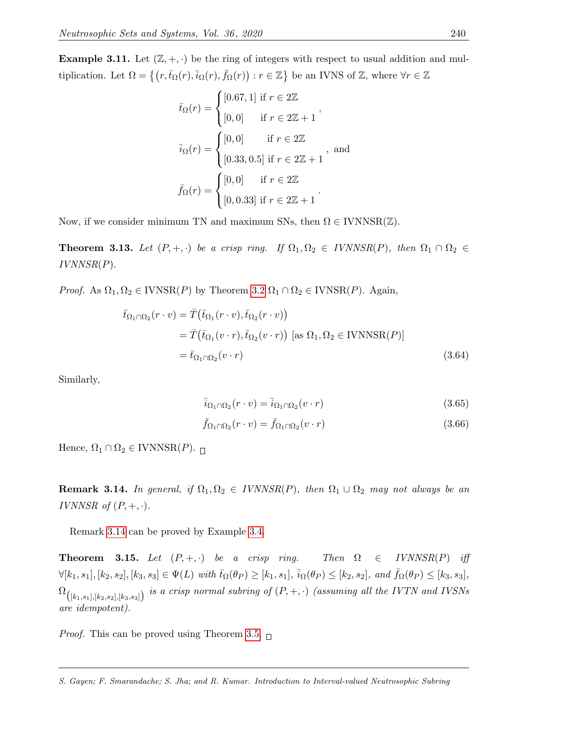**Example 3.11.** Let $(\mathbb{Z}, +, \cdot)$ be the ring of integers with respect to usual addition and multiplication. Let $\Omega = \{(r, \bar{t}_\Omega(r), \bar{i}_\Omega(r), \bar{f}_\Omega(r)) : r \in \mathbb{Z}\}$ be an IVNS of $\mathbb{Z}$, where $\forall r \in \mathbb{Z}$

$$\bar{t}_\Omega(r) = \begin{cases} [0.67, 1] & \text{if } r \in 2\mathbb{Z} \\ [0, 0] & \text{if } r \in 2\mathbb{Z}+1 \end{cases},$$

$$\bar{i}_\Omega(r) = \begin{cases} [0, 0] & \text{if } r \in 2\mathbb{Z} \\ [0.33, 0.5] & \text{if } r \in 2\mathbb{Z}+1 \end{cases}, \text{ and}$$

$$\bar{f}_\Omega(r) = \begin{cases} [0, 0] & \text{if } r \in 2\mathbb{Z} \\ [0, 0.33] & \text{if } r \in 2\mathbb{Z}+1 \end{cases}.$$

Now, if we consider minimum TN and maximum SNs, then $\Omega \in \text{IVNNSR}(\mathbb{Z})$.

**Theorem 3.13.** *Let $(P, +, \cdot)$ be a crisp ring. If $\Omega_1, \Omega_2 \in IVNNSR(P)$, then $\Omega_1 \cap \Omega_2 \in IVNNSR(P)$.*

*Proof.* As $\Omega_1, \Omega_2 \in \text{IVNSR}(P)$ by Theorem 3.2 $\Omega_1 \cap \Omega_2 \in \text{IVNSR}(P)$. Again,

$$\begin{aligned} \bar{t}_{\Omega_1 \cap \Omega_2}(r \cdot v) &= \bar{T}(\bar{t}_{\Omega_1}(r \cdot v), \bar{t}_{\Omega_2}(r \cdot v)) \\ &= \bar{T}(\bar{t}_{\Omega_1}(v \cdot r), \bar{t}_{\Omega_2}(v \cdot r)) \text{ [as } \Omega_1, \Omega_2 \in \text{IVNNSR}(P)] \\ &= \bar{t}_{\Omega_1 \cap \Omega_2}(v \cdot r) \end{aligned} \tag{3.64}$$

Similarly,

$$\bar{i}_{\Omega_1 \cap \Omega_2}(r \cdot v) = \bar{i}_{\Omega_1 \cap \Omega_2}(v \cdot r) \tag{3.65}$$

$$\bar{f}_{\Omega_1 \cap \Omega_2}(r \cdot v) = \bar{f}_{\Omega_1 \cap \Omega_2}(v \cdot r) \tag{3.66}$$

Hence, $\Omega_1 \cap \Omega_2 \in \text{IVNNSR}(P)$. □

**Remark 3.14.** *In general, if $\Omega_1, \Omega_2 \in IVNNSR(P)$, then $\Omega_1 \cup \Omega_2$ may not always be an IVNNSR of $(P, +, \cdot)$.*

Remark 3.14 can be proved by Example 3.4.

**Theorem 3.15.** *Let $(P, +, \cdot)$ be a crisp ring. Then $\Omega \in IVNNSR(P)$ iff $\forall [k_1, s_1], [k_2, s_2], [k_3, s_3] \in \Psi(L)$ with $\bar{t}_\Omega(\theta_P) \geq [k_1, s_1]$, $\bar{i}_\Omega(\theta_P) \leq [k_2, s_2]$, and $\bar{f}_\Omega(\theta_P) \leq [k_3, s_3]$, $\Omega_{([k_1,s_1],[k_2,s_2],[k_3,s_3])}$ is a crisp normal subring of $(P, +, \cdot)$ (assuming all the IVTN and IVSNs are idempotent).*

*Proof.* This can be proved using Theorem 3.5. □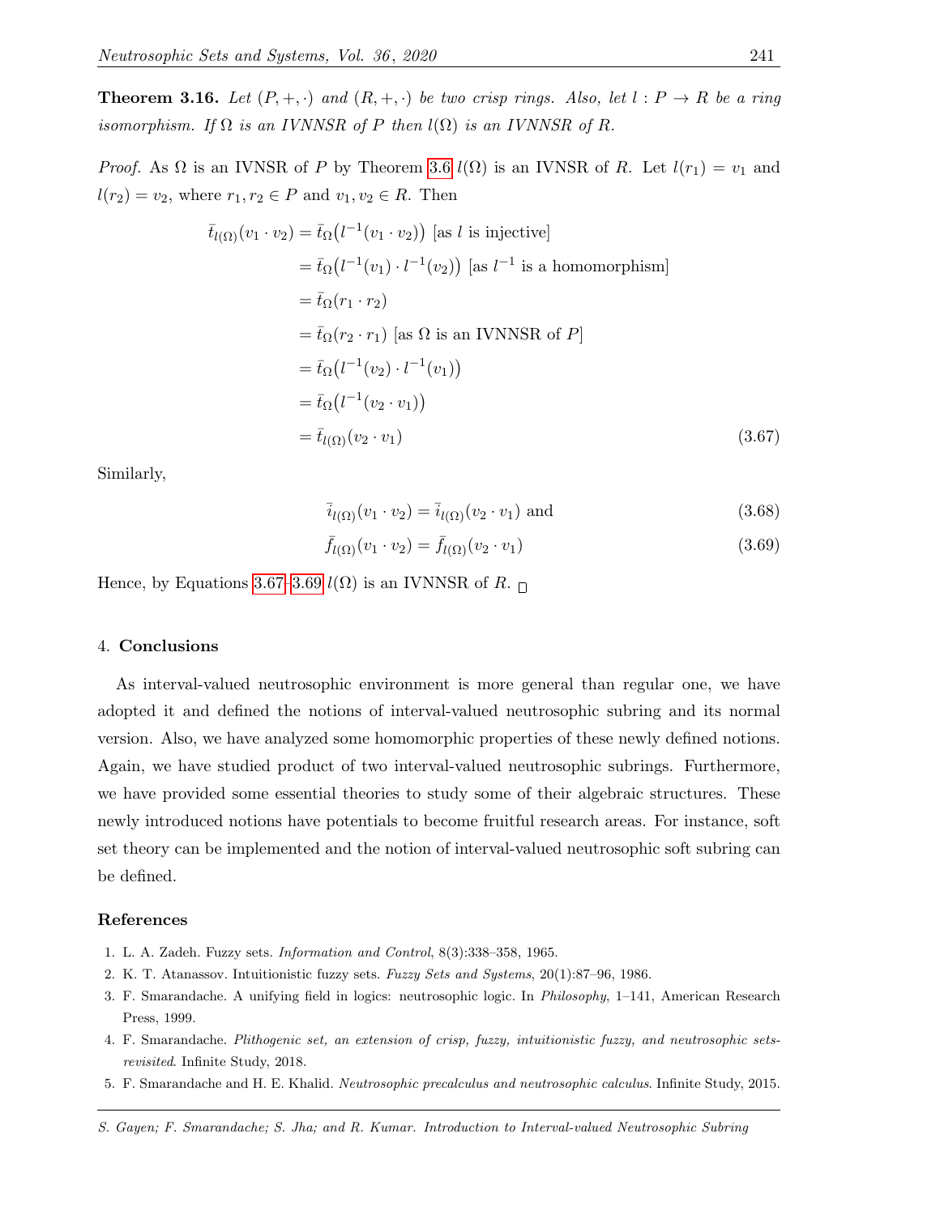**Theorem 3.16.** *Let $(P, +, \cdot)$ and $(R, +, \cdot)$ be two crisp rings. Also, let $l : P \to R$ be a ring isomorphism. If $\Omega$ is an IVNNSR of $P$ then $l(\Omega)$ is an IVNNSR of $R$.*

*Proof.* As $\Omega$ is an IVNSR of $P$ by Theorem 3.6 $l(\Omega)$ is an IVNSR of $R$. Let $l(r_1) = v_1$ and $l(r_2) = v_2$, where $r_1, r_2 \in P$ and $v_1, v_2 \in R$. Then

$$
\begin{aligned}
\bar{t}_{l(\Omega)}(v_1 \cdot v_2) &= \bar{t}_{\Omega}\big(l^{-1}(v_1 \cdot v_2)\big) \text{ [as } l \text{ is injective]} \\
&= \bar{t}_{\Omega}\big(l^{-1}(v_1) \cdot l^{-1}(v_2)\big) \text{ [as } l^{-1} \text{ is a homomorphism]} \\
&= \bar{t}_{\Omega}(r_1 \cdot r_2) \\
&= \bar{t}_{\Omega}(r_2 \cdot r_1) \text{ [as } \Omega \text{ is an IVNNSR of } P] \\
&= \bar{t}_{\Omega}\big(l^{-1}(v_2) \cdot l^{-1}(v_1)\big) \\
&= \bar{t}_{\Omega}\big(l^{-1}(v_2 \cdot v_1)\big) \\
&= \bar{t}_{l(\Omega)}(v_2 \cdot v_1)
\end{aligned} \tag{3.67}
$$

Similarly,

$$\bar{i}_{l(\Omega)}(v_1 \cdot v_2) = \bar{i}_{l(\Omega)}(v_2 \cdot v_1) \text{ and} \tag{3.68}$$

$$\bar{f}_{l(\Omega)}(v_1 \cdot v_2) = \bar{f}_{l(\Omega)}(v_2 \cdot v_1) \tag{3.69}$$

Hence, by Equations 3.67–3.69 $l(\Omega)$ is an IVNNSR of $R$. □

## 4. Conclusions

As interval-valued neutrosophic environment is more general than regular one, we have adopted it and defined the notions of interval-valued neutrosophic subring and its normal version. Also, we have analyzed some homomorphic properties of these newly defined notions. Again, we have studied product of two interval-valued neutrosophic subrings. Furthermore, we have provided some essential theories to study some of their algebraic structures. These newly introduced notions have potentials to become fruitful research areas. For instance, soft set theory can be implemented and the notion of interval-valued neutrosophic soft subring can be defined.

## References

1. L. A. Zadeh. Fuzzy sets. *Information and Control*, 8(3):338–358, 1965.
2. K. T. Atanassov. Intuitionistic fuzzy sets. *Fuzzy Sets and Systems*, 20(1):87–96, 1986.
3. F. Smarandache. A unifying field in logics: neutrosophic logic. In *Philosophy*, 1–141, American Research Press, 1999.
4. F. Smarandache. *Plithogenic set, an extension of crisp, fuzzy, intuitionistic fuzzy, and neutrosophic sets-revisited*. Infinite Study, 2018.
5. F. Smarandache and H. E. Khalid. *Neutrosophic precalculus and neutrosophic calculus*. Infinite Study, 2015.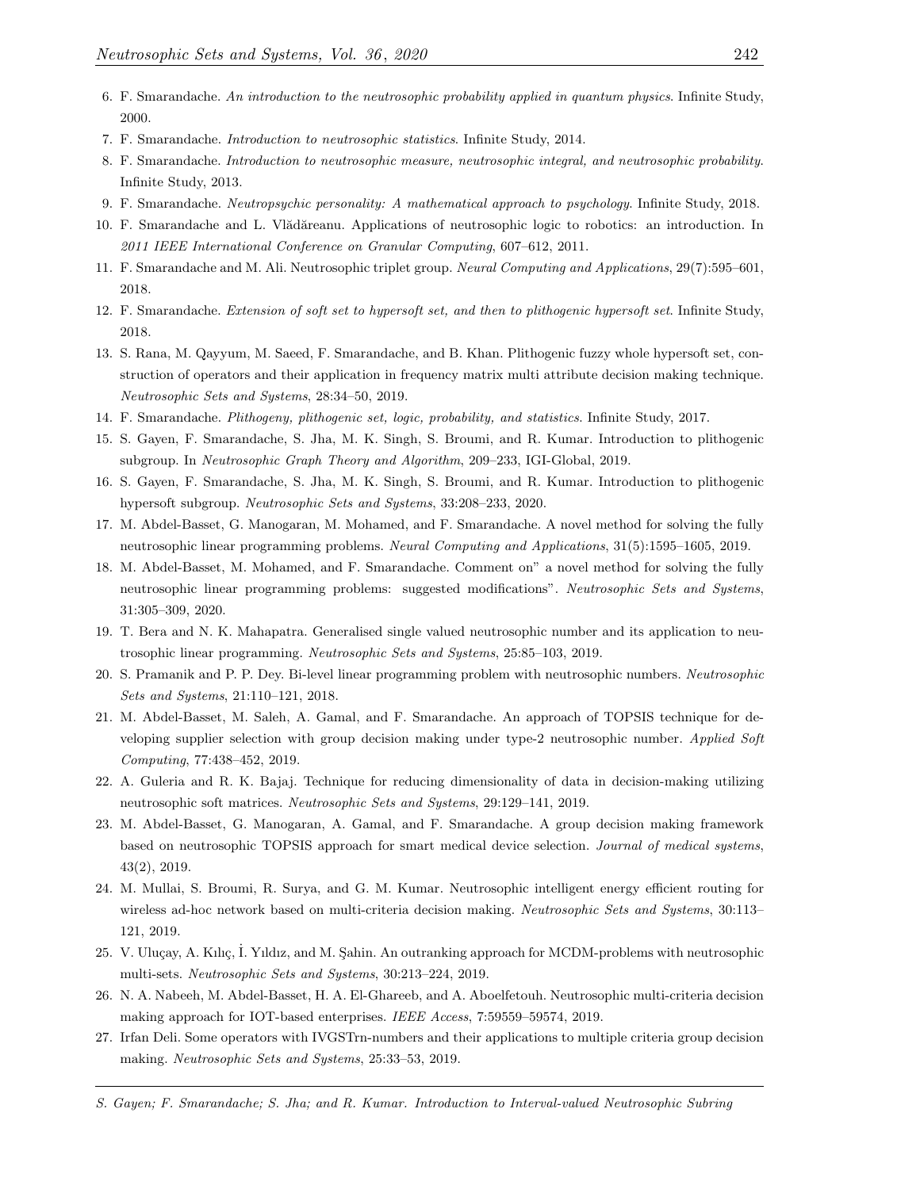6. F. Smarandache. *An introduction to the neutrosophic probability applied in quantum physics*. Infinite Study, 2000.
7. F. Smarandache. *Introduction to neutrosophic statistics*. Infinite Study, 2014.
8. F. Smarandache. *Introduction to neutrosophic measure, neutrosophic integral, and neutrosophic probability*. Infinite Study, 2013.
9. F. Smarandache. *Neutropsychic personality: A mathematical approach to psychology*. Infinite Study, 2018.
10. F. Smarandache and L. Vlădăreanu. Applications of neutrosophic logic to robotics: an introduction. In *2011 IEEE International Conference on Granular Computing*, 607–612, 2011.
11. F. Smarandache and M. Ali. Neutrosophic triplet group. *Neural Computing and Applications*, 29(7):595–601, 2018.
12. F. Smarandache. *Extension of soft set to hypersoft set, and then to plithogenic hypersoft set*. Infinite Study, 2018.
13. S. Rana, M. Qayyum, M. Saeed, F. Smarandache, and B. Khan. Plithogenic fuzzy whole hypersoft set, construction of operators and their application in frequency matrix multi attribute decision making technique. *Neutrosophic Sets and Systems*, 28:34–50, 2019.
14. F. Smarandache. *Plithogeny, plithogenic set, logic, probability, and statistics*. Infinite Study, 2017.
15. S. Gayen, F. Smarandache, S. Jha, M. K. Singh, S. Broumi, and R. Kumar. Introduction to plithogenic subgroup. In *Neutrosophic Graph Theory and Algorithm*, 209–233, IGI-Global, 2019.
16. S. Gayen, F. Smarandache, S. Jha, M. K. Singh, S. Broumi, and R. Kumar. Introduction to plithogenic hypersoft subgroup. *Neutrosophic Sets and Systems*, 33:208–233, 2020.
17. M. Abdel-Basset, G. Manogaran, M. Mohamed, and F. Smarandache. A novel method for solving the fully neutrosophic linear programming problems. *Neural Computing and Applications*, 31(5):1595–1605, 2019.
18. M. Abdel-Basset, M. Mohamed, and F. Smarandache. Comment on" a novel method for solving the fully neutrosophic linear programming problems: suggested modifications". *Neutrosophic Sets and Systems*, 31:305–309, 2020.
19. T. Bera and N. K. Mahapatra. Generalised single valued neutrosophic number and its application to neutrosophic linear programming. *Neutrosophic Sets and Systems*, 25:85–103, 2019.
20. S. Pramanik and P. P. Dey. Bi-level linear programming problem with neutrosophic numbers. *Neutrosophic Sets and Systems*, 21:110–121, 2018.
21. M. Abdel-Basset, M. Saleh, A. Gamal, and F. Smarandache. An approach of TOPSIS technique for developing supplier selection with group decision making under type-2 neutrosophic number. *Applied Soft Computing*, 77:438–452, 2019.
22. A. Guleria and R. K. Bajaj. Technique for reducing dimensionality of data in decision-making utilizing neutrosophic soft matrices. *Neutrosophic Sets and Systems*, 29:129–141, 2019.
23. M. Abdel-Basset, G. Manogaran, A. Gamal, and F. Smarandache. A group decision making framework based on neutrosophic TOPSIS approach for smart medical device selection. *Journal of medical systems*, 43(2), 2019.
24. M. Mullai, S. Broumi, R. Surya, and G. M. Kumar. Neutrosophic intelligent energy efficient routing for wireless ad-hoc network based on multi-criteria decision making. *Neutrosophic Sets and Systems*, 30:113–121, 2019.
25. V. Uluçay, A. Kılıç, İ. Yıldız, and M. Şahin. An outranking approach for MCDM-problems with neutrosophic multi-sets. *Neutrosophic Sets and Systems*, 30:213–224, 2019.
26. N. A. Nabeeh, M. Abdel-Basset, H. A. El-Ghareeb, and A. Aboelfetouh. Neutrosophic multi-criteria decision making approach for IOT-based enterprises. *IEEE Access*, 7:59559–59574, 2019.
27. Irfan Deli. Some operators with IVGSTrn-numbers and their applications to multiple criteria group decision making. *Neutrosophic Sets and Systems*, 25:33–53, 2019.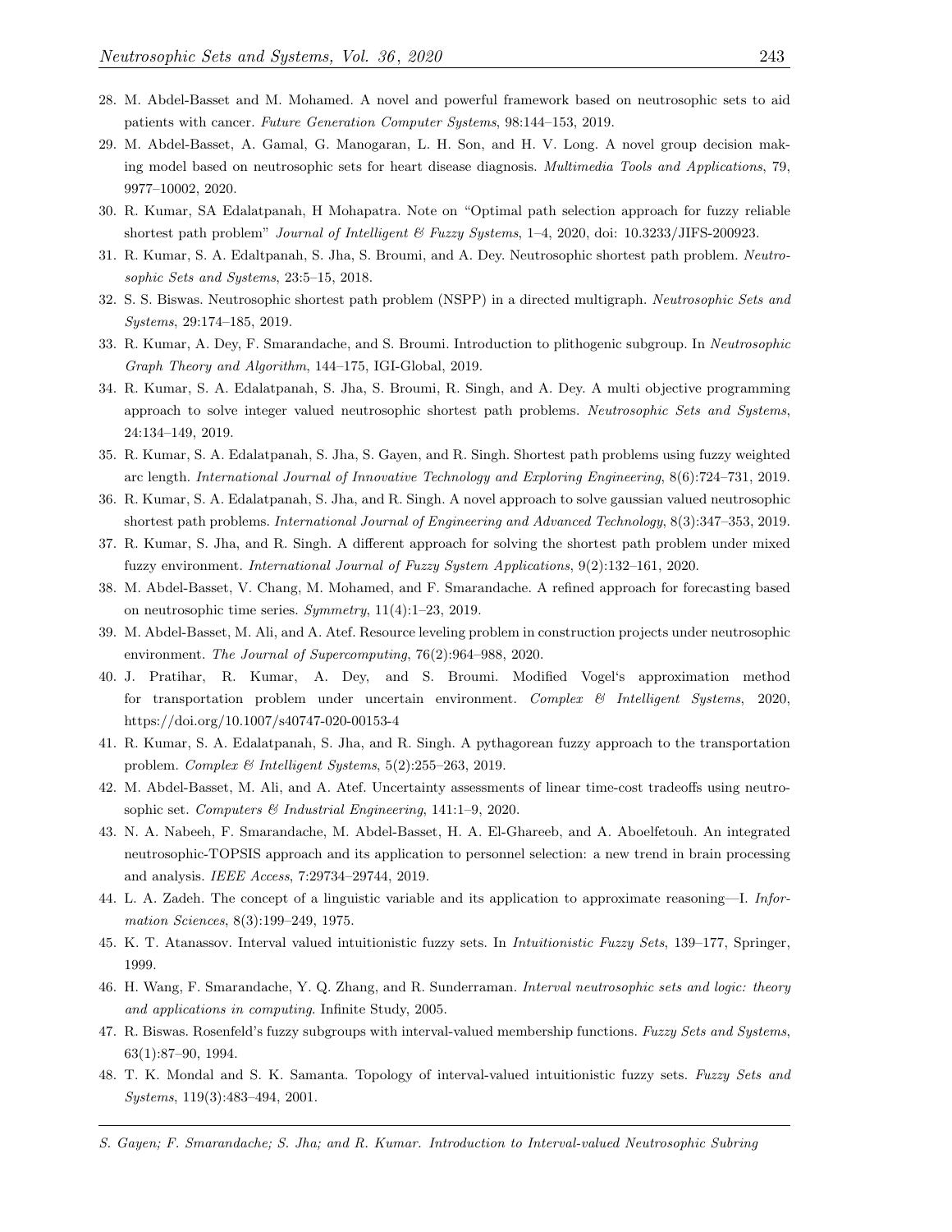28. M. Abdel-Basset and M. Mohamed. A novel and powerful framework based on neutrosophic sets to aid patients with cancer. *Future Generation Computer Systems*, 98:144–153, 2019.
29. M. Abdel-Basset, A. Gamal, G. Manogaran, L. H. Son, and H. V. Long. A novel group decision making model based on neutrosophic sets for heart disease diagnosis. *Multimedia Tools and Applications*, 79, 9977–10002, 2020.
30. R. Kumar, SA Edalatpanah, H Mohapatra. Note on "Optimal path selection approach for fuzzy reliable shortest path problem" *Journal of Intelligent & Fuzzy Systems*, 1–4, 2020, doi: 10.3233/JIFS-200923.
31. R. Kumar, S. A. Edaltpanah, S. Jha, S. Broumi, and A. Dey. Neutrosophic shortest path problem. *Neutrosophic Sets and Systems*, 23:5–15, 2018.
32. S. S. Biswas. Neutrosophic shortest path problem (NSPP) in a directed multigraph. *Neutrosophic Sets and Systems*, 29:174–185, 2019.
33. R. Kumar, A. Dey, F. Smarandache, and S. Broumi. Introduction to plithogenic subgroup. In *Neutrosophic Graph Theory and Algorithm*, 144–175, IGI-Global, 2019.
34. R. Kumar, S. A. Edalatpanah, S. Jha, S. Broumi, R. Singh, and A. Dey. A multi objective programming approach to solve integer valued neutrosophic shortest path problems. *Neutrosophic Sets and Systems*, 24:134–149, 2019.
35. R. Kumar, S. A. Edalatpanah, S. Jha, S. Gayen, and R. Singh. Shortest path problems using fuzzy weighted arc length. *International Journal of Innovative Technology and Exploring Engineering*, 8(6):724–731, 2019.
36. R. Kumar, S. A. Edalatpanah, S. Jha, and R. Singh. A novel approach to solve gaussian valued neutrosophic shortest path problems. *International Journal of Engineering and Advanced Technology*, 8(3):347–353, 2019.
37. R. Kumar, S. Jha, and R. Singh. A different approach for solving the shortest path problem under mixed fuzzy environment. *International Journal of Fuzzy System Applications*, 9(2):132–161, 2020.
38. M. Abdel-Basset, V. Chang, M. Mohamed, and F. Smarandache. A refined approach for forecasting based on neutrosophic time series. *Symmetry*, 11(4):1–23, 2019.
39. M. Abdel-Basset, M. Ali, and A. Atef. Resource leveling problem in construction projects under neutrosophic environment. *The Journal of Supercomputing*, 76(2):964–988, 2020.
40. J. Pratihar, R. Kumar, A. Dey, and S. Broumi. Modified Vogel's approximation method for transportation problem under uncertain environment. *Complex & Intelligent Systems*, 2020, https://doi.org/10.1007/s40747-020-00153-4
41. R. Kumar, S. A. Edalatpanah, S. Jha, and R. Singh. A pythagorean fuzzy approach to the transportation problem. *Complex & Intelligent Systems*, 5(2):255–263, 2019.
42. M. Abdel-Basset, M. Ali, and A. Atef. Uncertainty assessments of linear time-cost tradeoffs using neutrosophic set. *Computers & Industrial Engineering*, 141:1–9, 2020.
43. N. A. Nabeeh, F. Smarandache, M. Abdel-Basset, H. A. El-Ghareeb, and A. Aboelfetouh. An integrated neutrosophic-TOPSIS approach and its application to personnel selection: a new trend in brain processing and analysis. *IEEE Access*, 7:29734–29744, 2019.
44. L. A. Zadeh. The concept of a linguistic variable and its application to approximate reasoning—I. *Information Sciences*, 8(3):199–249, 1975.
45. K. T. Atanassov. Interval valued intuitionistic fuzzy sets. In *Intuitionistic Fuzzy Sets*, 139–177, Springer, 1999.
46. H. Wang, F. Smarandache, Y. Q. Zhang, and R. Sunderraman. *Interval neutrosophic sets and logic: theory and applications in computing*. Infinite Study, 2005.
47. R. Biswas. Rosenfeld's fuzzy subgroups with interval-valued membership functions. *Fuzzy Sets and Systems*, 63(1):87–90, 1994.
48. T. K. Mondal and S. K. Samanta. Topology of interval-valued intuitionistic fuzzy sets. *Fuzzy Sets and Systems*, 119(3):483–494, 2001.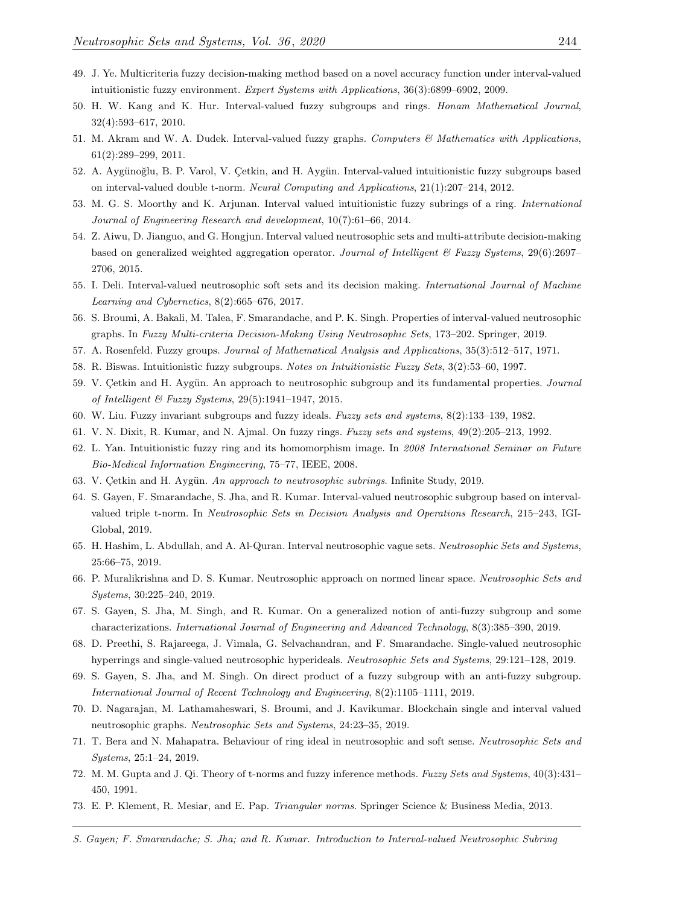49. J. Ye. Multicriteria fuzzy decision-making method based on a novel accuracy function under interval-valued intuitionistic fuzzy environment. *Expert Systems with Applications*, 36(3):6899–6902, 2009.
50. H. W. Kang and K. Hur. Interval-valued fuzzy subgroups and rings. *Honam Mathematical Journal*, 32(4):593–617, 2010.
51. M. Akram and W. A. Dudek. Interval-valued fuzzy graphs. *Computers & Mathematics with Applications*, 61(2):289–299, 2011.
52. A. Aygünoğlu, B. P. Varol, V. Çetkin, and H. Aygün. Interval-valued intuitionistic fuzzy subgroups based on interval-valued double t-norm. *Neural Computing and Applications*, 21(1):207–214, 2012.
53. M. G. S. Moorthy and K. Arjunan. Interval valued intuitionistic fuzzy subrings of a ring. *International Journal of Engineering Research and development*, 10(7):61–66, 2014.
54. Z. Aiwu, D. Jianguo, and G. Hongjun. Interval valued neutrosophic sets and multi-attribute decision-making based on generalized weighted aggregation operator. *Journal of Intelligent & Fuzzy Systems*, 29(6):2697–2706, 2015.
55. I. Deli. Interval-valued neutrosophic soft sets and its decision making. *International Journal of Machine Learning and Cybernetics*, 8(2):665–676, 2017.
56. S. Broumi, A. Bakali, M. Talea, F. Smarandache, and P. K. Singh. Properties of interval-valued neutrosophic graphs. In *Fuzzy Multi-criteria Decision-Making Using Neutrosophic Sets*, 173–202. Springer, 2019.
57. A. Rosenfeld. Fuzzy groups. *Journal of Mathematical Analysis and Applications*, 35(3):512–517, 1971.
58. R. Biswas. Intuitionistic fuzzy subgroups. *Notes on Intuitionistic Fuzzy Sets*, 3(2):53–60, 1997.
59. V. Çetkin and H. Aygün. An approach to neutrosophic subgroup and its fundamental properties. *Journal of Intelligent & Fuzzy Systems*, 29(5):1941–1947, 2015.
60. W. Liu. Fuzzy invariant subgroups and fuzzy ideals. *Fuzzy sets and systems*, 8(2):133–139, 1982.
61. V. N. Dixit, R. Kumar, and N. Ajmal. On fuzzy rings. *Fuzzy sets and systems*, 49(2):205–213, 1992.
62. L. Yan. Intuitionistic fuzzy ring and its homomorphism image. In *2008 International Seminar on Future Bio-Medical Information Engineering*, 75–77, IEEE, 2008.
63. V. Çetkin and H. Aygün. *An approach to neutrosophic subrings*. Infinite Study, 2019.
64. S. Gayen, F. Smarandache, S. Jha, and R. Kumar. Interval-valued neutrosophic subgroup based on interval-valued triple t-norm. In *Neutrosophic Sets in Decision Analysis and Operations Research*, 215–243, IGI-Global, 2019.
65. H. Hashim, L. Abdullah, and A. Al-Quran. Interval neutrosophic vague sets. *Neutrosophic Sets and Systems*, 25:66–75, 2019.
66. P. Muralikrishna and D. S. Kumar. Neutrosophic approach on normed linear space. *Neutrosophic Sets and Systems*, 30:225–240, 2019.
67. S. Gayen, S. Jha, M. Singh, and R. Kumar. On a generalized notion of anti-fuzzy subgroup and some characterizations. *International Journal of Engineering and Advanced Technology*, 8(3):385–390, 2019.
68. D. Preethi, S. Rajareega, J. Vimala, G. Selvachandran, and F. Smarandache. Single-valued neutrosophic hyperrings and single-valued neutrosophic hyperideals. *Neutrosophic Sets and Systems*, 29:121–128, 2019.
69. S. Gayen, S. Jha, and M. Singh. On direct product of a fuzzy subgroup with an anti-fuzzy subgroup. *International Journal of Recent Technology and Engineering*, 8(2):1105–1111, 2019.
70. D. Nagarajan, M. Lathamaheswari, S. Broumi, and J. Kavikumar. Blockchain single and interval valued neutrosophic graphs. *Neutrosophic Sets and Systems*, 24:23–35, 2019.
71. T. Bera and N. Mahapatra. Behaviour of ring ideal in neutrosophic and soft sense. *Neutrosophic Sets and Systems*, 25:1–24, 2019.
72. M. M. Gupta and J. Qi. Theory of t-norms and fuzzy inference methods. *Fuzzy Sets and Systems*, 40(3):431–450, 1991.
73. E. P. Klement, R. Mesiar, and E. Pap. *Triangular norms*. Springer Science & Business Media, 2013.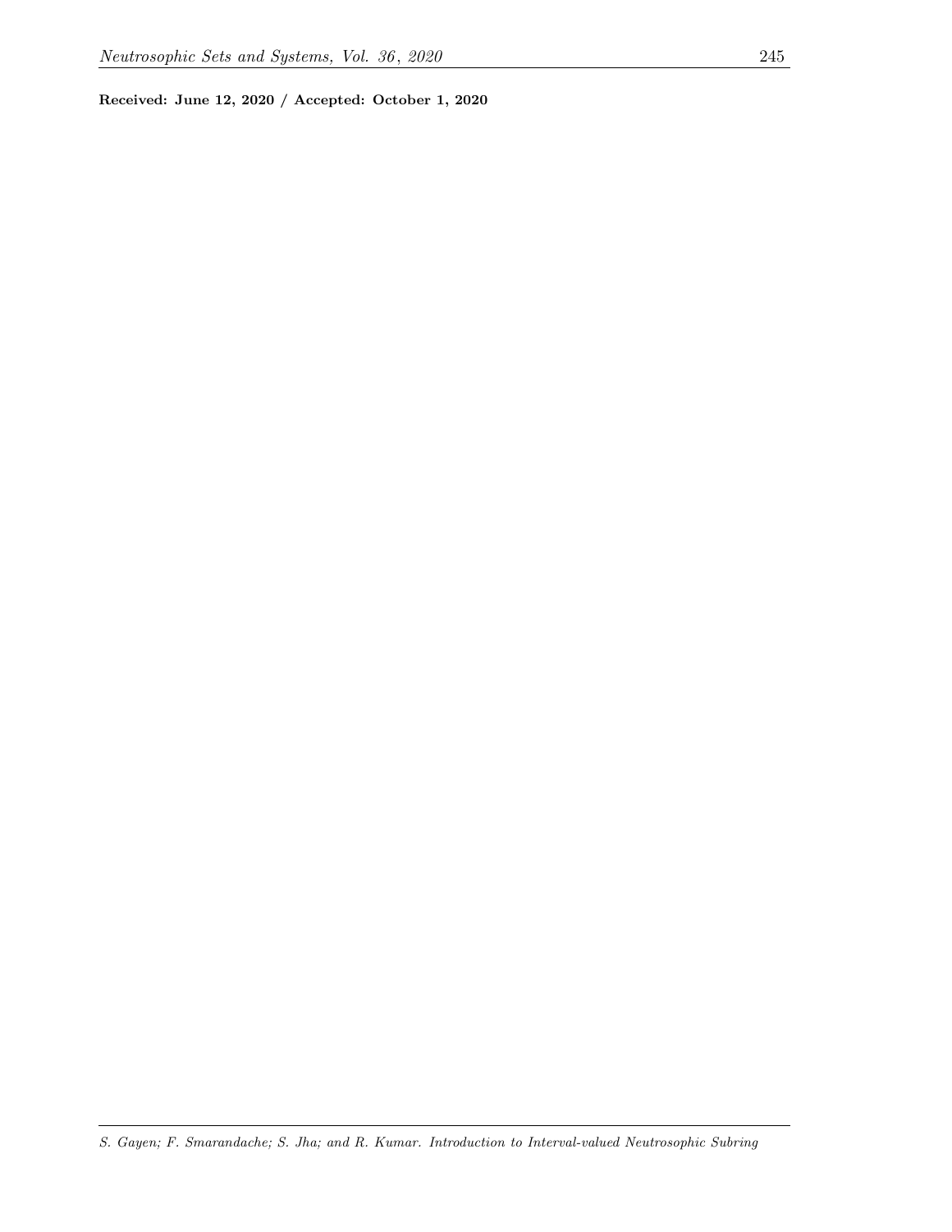**Received: June 12, 2020 / Accepted: October 1, 2020**